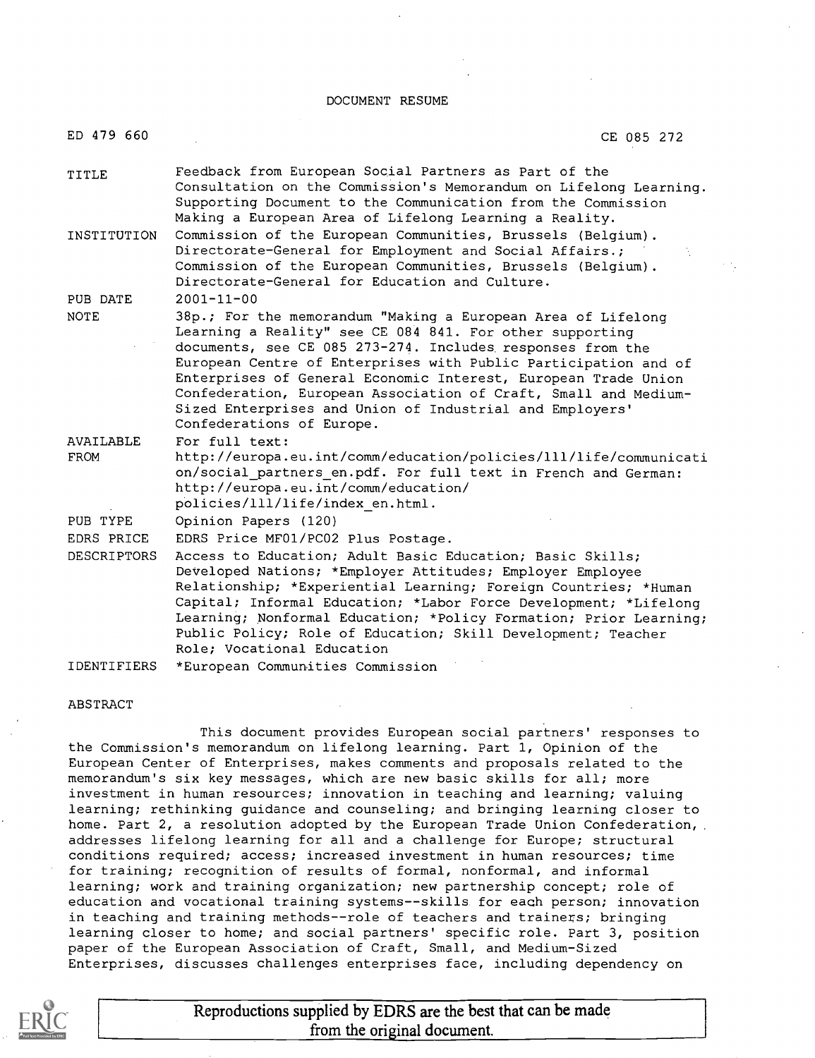DOCUMENT RESUME

ED 479 660 CE 085 272

| | |
|---|---|
| TITLE | Feedback from European Social Partners as Part of the Consultation on the Commission's Memorandum on Lifelong Learning. Supporting Document to the Communication from the Commission Making a European Area of Lifelong Learning a Reality. |
| INSTITUTION | Commission of the European Communities, Brussels (Belgium). Directorate-General for Employment and Social Affairs.; Commission of the European Communities, Brussels (Belgium). Directorate-General for Education and Culture. |
| PUB DATE | 2001-11-00 |
| NOTE | 38p.; For the memorandum "Making a European Area of Lifelong Learning a Reality" see CE 084 841. For other supporting documents, see CE 085 273-274. Includes responses from the European Centre of Enterprises with Public Participation and of Enterprises of General Economic Interest, European Trade Union Confederation, European Association of Craft, Small and Medium-Sized Enterprises and Union of Industrial and Employers' Confederations of Europe. |
| AVAILABLE FROM | For full text: http://europa.eu.int/comm/education/policies/lll/life/communication/social_partners_en.pdf. For full text in French and German: http://europa.eu.int/comm/education/policies/lll/life/index_en.html. |
| PUB TYPE | Opinion Papers (120) |
| EDRS PRICE | EDRS Price MF01/PC02 Plus Postage. |
| DESCRIPTORS | Access to Education; Adult Basic Education; Basic Skills; Developed Nations; *Employer Attitudes; Employer Employee Relationship; *Experiential Learning; Foreign Countries; *Human Capital; Informal Education; *Labor Force Development; *Lifelong Learning; Nonformal Education; *Policy Formation; Prior Learning; Public Policy; Role of Education; Skill Development; Teacher Role; Vocational Education |
| IDENTIFIERS | *European Communities Commission |

ABSTRACT

This document provides European social partners' responses to the Commission's memorandum on lifelong learning. Part 1, Opinion of the European Center of Enterprises, makes comments and proposals related to the memorandum's six key messages, which are new basic skills for all; more investment in human resources; innovation in teaching and learning; valuing learning; rethinking guidance and counseling; and bringing learning closer to home. Part 2, a resolution adopted by the European Trade Union Confederation, addresses lifelong learning for all and a challenge for Europe; structural conditions required; access; increased investment in human resources; time for training; recognition of results of formal, nonformal, and informal learning; work and training organization; new partnership concept; role of education and vocational training systems--skills for each person; innovation in teaching and training methods--role of teachers and trainers; bringing learning closer to home; and social partners' specific role. Part 3, position paper of the European Association of Craft, Small, and Medium-Sized Enterprises, discusses challenges enterprises face, including dependency on

Reproductions supplied by EDRS are the best that can be made from the original document.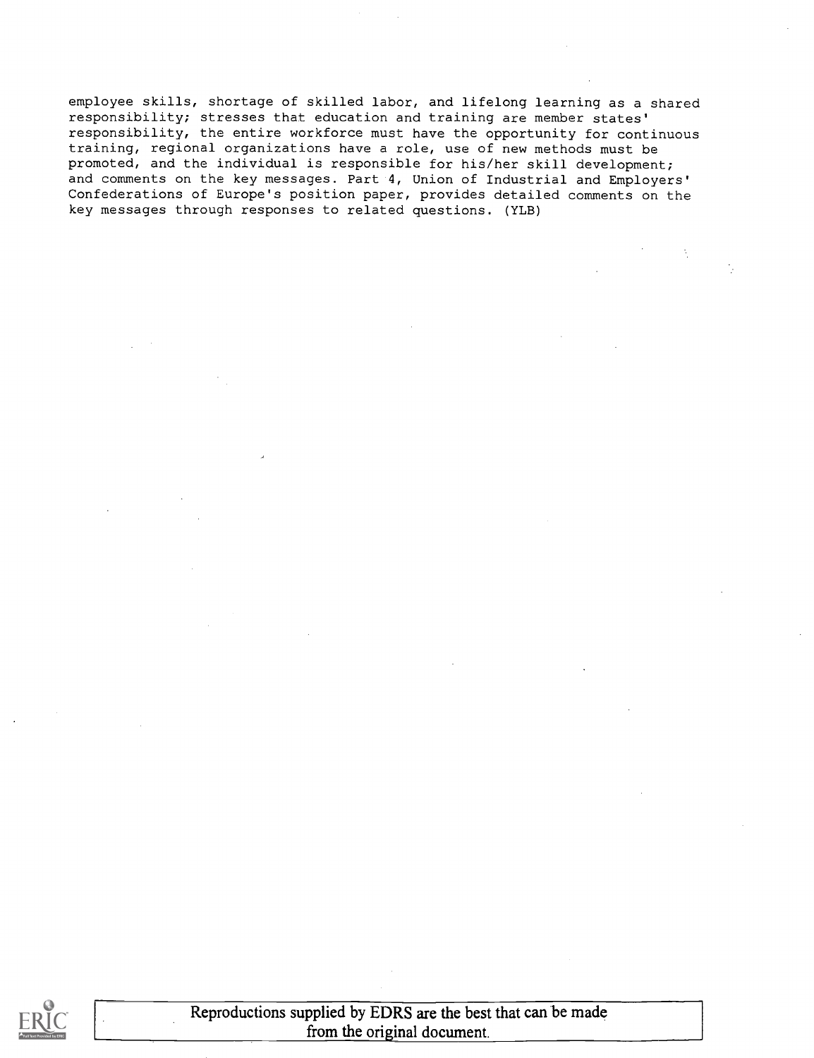employee skills, shortage of skilled labor, and lifelong learning as a shared responsibility; stresses that education and training are member states' responsibility, the entire workforce must have the opportunity for continuous training, regional organizations have a role, use of new methods must be promoted, and the individual is responsible for his/her skill development; and comments on the key messages. Part 4, Union of Industrial and Employers' Confederations of Europe's position paper, provides detailed comments on the key messages through responses to related questions. (YLB)

Reproductions supplied by EDRS are the best that can be made from the original document.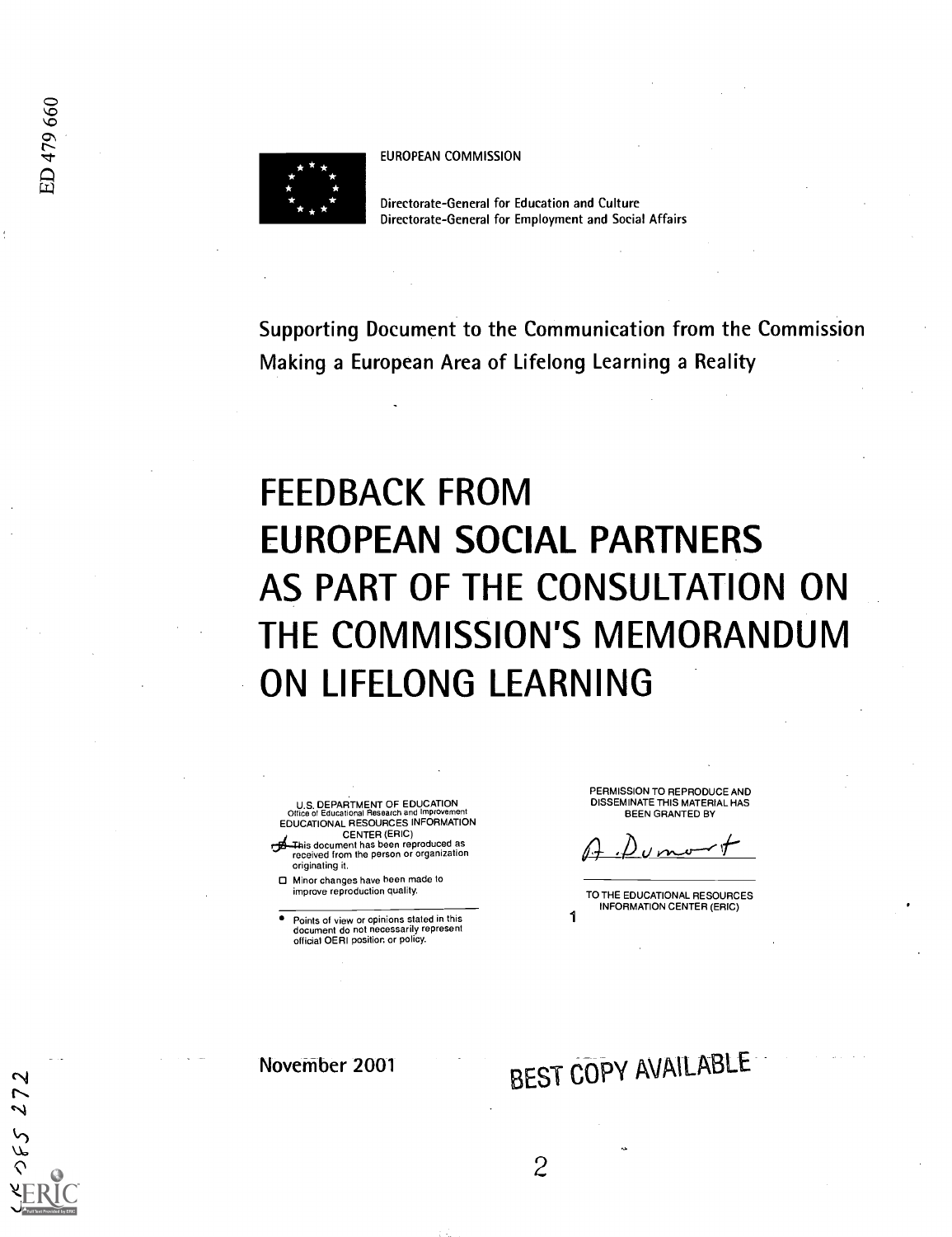EUROPEAN COMMISSION

Directorate-General for Education and Culture
Directorate-General for Employment and Social Affairs

Supporting Document to the Communication from the Commission
Making a European Area of Lifelong Learning a Reality

# FEEDBACK FROM EUROPEAN SOCIAL PARTNERS AS PART OF THE CONSULTATION ON THE COMMISSION'S MEMORANDUM ON LIFELONG LEARNING

U.S. DEPARTMENT OF EDUCATION
Office of Educational Research and Improvement
EDUCATIONAL RESOURCES INFORMATION CENTER (ERIC)

- This document has been reproduced as received from the person or organization originating it.
- Minor changes have been made to improve reproduction quality.

- Points of view or opinions stated in this document do not necessarily represent official OERI position or policy.

PERMISSION TO REPRODUCE AND DISSEMINATE THIS MATERIAL HAS BEEN GRANTED BY

A. Dumort

TO THE EDUCATIONAL RESOURCES INFORMATION CENTER (ERIC)

November 2001

BEST COPY AVAILABLE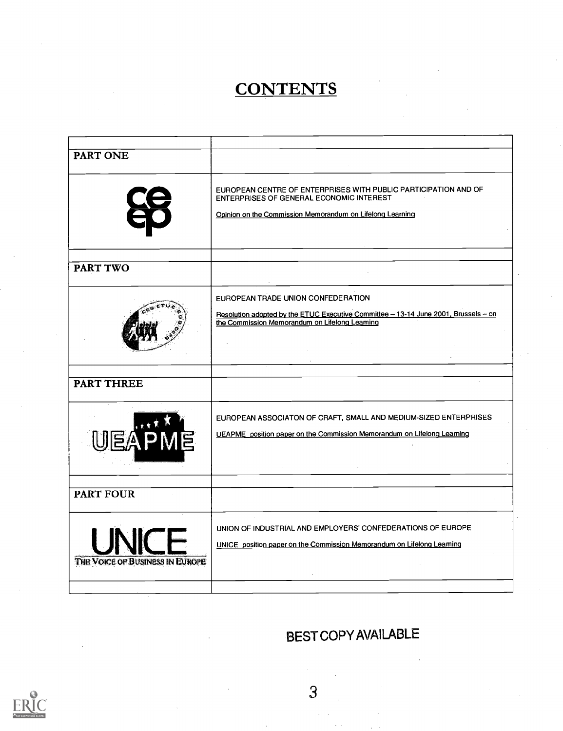# CONTENTS

| | |
|---|---|
| **PART ONE** | |
| ceep | EUROPEAN CENTRE OF ENTERPRISES WITH PUBLIC PARTICIPATION AND OF ENTERPRISES OF GENERAL ECONOMIC INTEREST<br><br>Opinion on the Commission Memorandum on Lifelong Learning |
| **PART TWO** | |
| CES ETUC EGB DEFS | EUROPEAN TRADE UNION CONFEDERATION<br><br>Resolution adopted by the ETUC Executive Committee – 13-14 June 2001, Brussels – on the Commission Memorandum on Lifelong Learning |
| **PART THREE** | |
| UEAPME | EUROPEAN ASSOCIATON OF CRAFT, SMALL AND MEDIUM-SIZED ENTERPRISES<br><br>UEAPME position paper on the Commission Memorandum on Lifelong Learning |
| **PART FOUR** | |
| UNICE<br>THE VOICE OF BUSINESS IN EUROPE | UNION OF INDUSTRIAL AND EMPLOYERS' CONFEDERATIONS OF EUROPE<br><br>UNICE position paper on the Commission Memorandum on Lifelong Learning |

BEST COPY AVAILABLE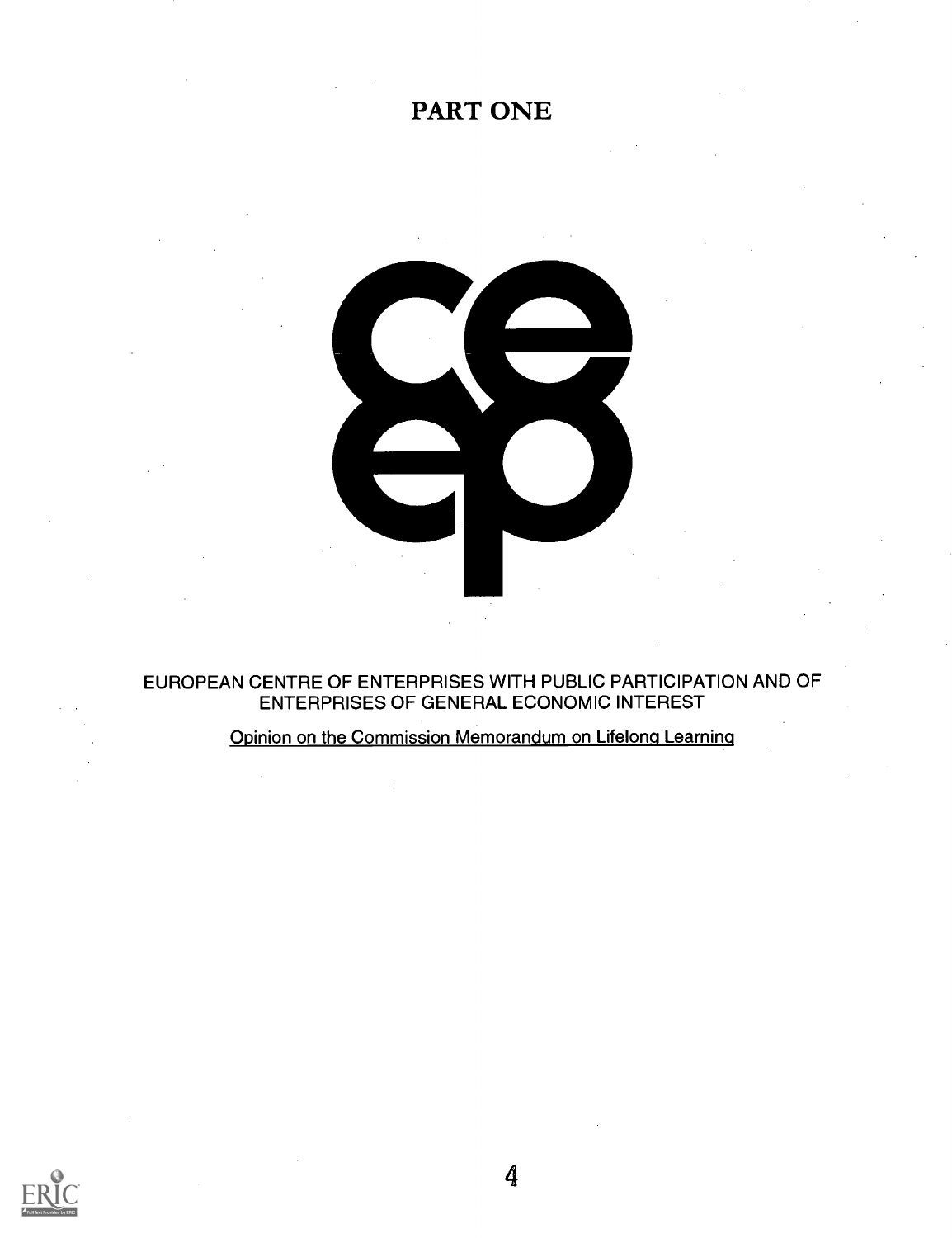# PART ONE

EUROPEAN CENTRE OF ENTERPRISES WITH PUBLIC PARTICIPATION AND OF ENTERPRISES OF GENERAL ECONOMIC INTEREST

Opinion on the Commission Memorandum on Lifelong Learning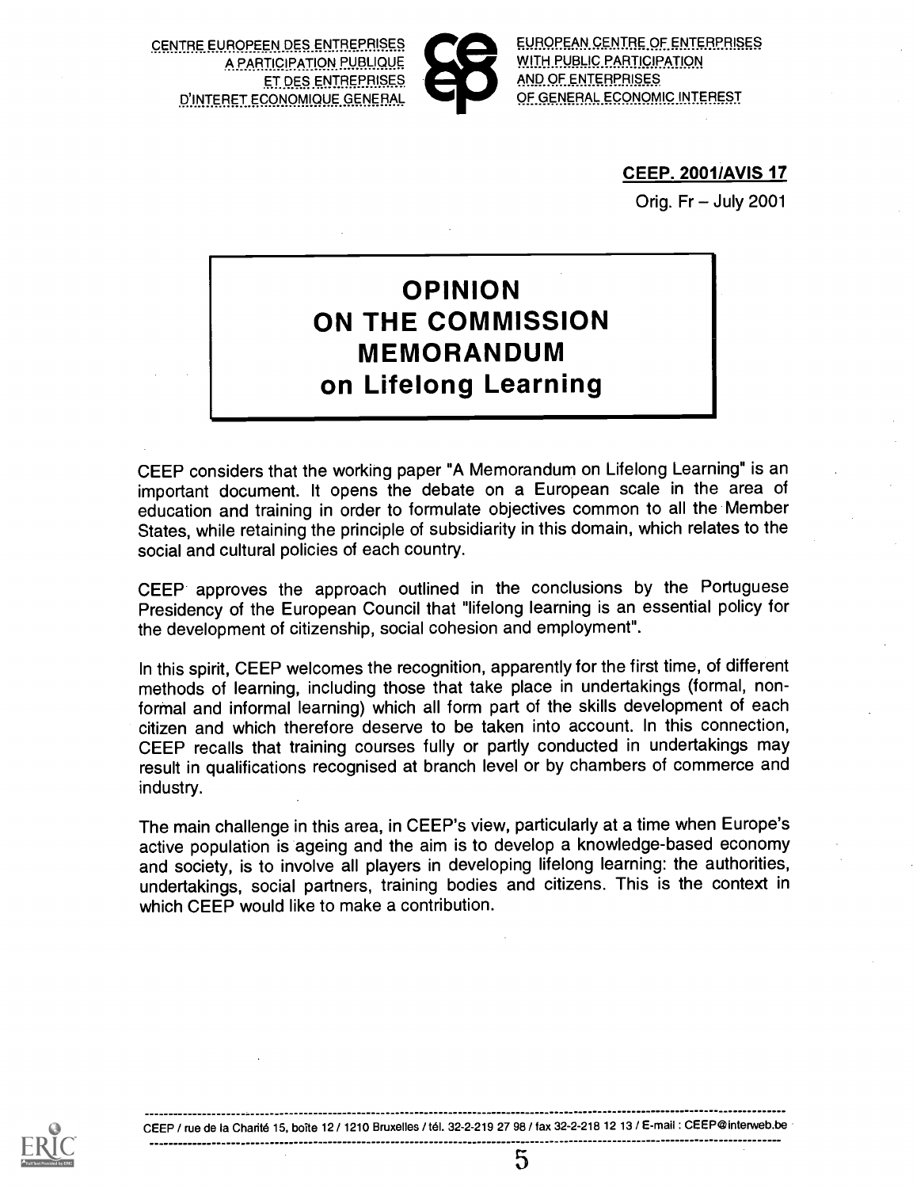CENTRE EUROPEEN DES ENTREPRISES A PARTICIPATION PUBLIQUE ET DES ENTREPRISES D'INTERET ECONOMIQUE GENERAL

EUROPEAN CENTRE OF ENTERPRISES WITH PUBLIC PARTICIPATION AND OF ENTERPRISES OF GENERAL ECONOMIC INTEREST

**CEEP. 2001/AVIS 17**

Orig. Fr – July 2001

# OPINION ON THE COMMISSION MEMORANDUM on Lifelong Learning

CEEP considers that the working paper "A Memorandum on Lifelong Learning" is an important document. It opens the debate on a European scale in the area of education and training in order to formulate objectives common to all the Member States, while retaining the principle of subsidiarity in this domain, which relates to the social and cultural policies of each country.

CEEP approves the approach outlined in the conclusions by the Portuguese Presidency of the European Council that "lifelong learning is an essential policy for the development of citizenship, social cohesion and employment".

In this spirit, CEEP welcomes the recognition, apparently for the first time, of different methods of learning, including those that take place in undertakings (formal, non-formal and informal learning) which all form part of the skills development of each citizen and which therefore deserve to be taken into account. In this connection, CEEP recalls that training courses fully or partly conducted in undertakings may result in qualifications recognised at branch level or by chambers of commerce and industry.

The main challenge in this area, in CEEP's view, particularly at a time when Europe's active population is ageing and the aim is to develop a knowledge-based economy and society, is to involve all players in developing lifelong learning: the authorities, undertakings, social partners, training bodies and citizens. This is the context in which CEEP would like to make a contribution.

CEEP / rue de la Charité 15, boîte 12 / 1210 Bruxelles / tél. 32-2-219 27 98 / fax 32-2-218 12 13 / E-mail : CEEP@interweb.be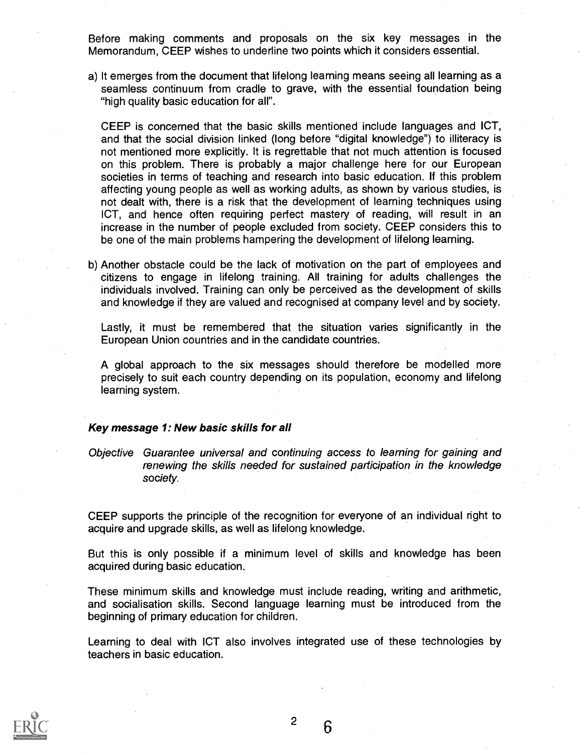Before making comments and proposals on the six key messages in the Memorandum, CEEP wishes to underline two points which it considers essential.

a) It emerges from the document that lifelong learning means seeing all learning as a seamless continuum from cradle to grave, with the essential foundation being "high quality basic education for all".

   CEEP is concerned that the basic skills mentioned include languages and ICT, and that the social division linked (long before "digital knowledge") to illiteracy is not mentioned more explicitly. It is regrettable that not much attention is focused on this problem. There is probably a major challenge here for our European societies in terms of teaching and research into basic education. If this problem affecting young people as well as working adults, as shown by various studies, is not dealt with, there is a risk that the development of learning techniques using ICT, and hence often requiring perfect mastery of reading, will result in an increase in the number of people excluded from society. CEEP considers this to be one of the main problems hampering the development of lifelong learning.

b) Another obstacle could be the lack of motivation on the part of employees and citizens to engage in lifelong training. All training for adults challenges the individuals involved. Training can only be perceived as the development of skills and knowledge if they are valued and recognised at company level and by society.

   Lastly, it must be remembered that the situation varies significantly in the European Union countries and in the candidate countries.

   A global approach to the six messages should therefore be modelled more precisely to suit each country depending on its population, economy and lifelong learning system.

### *Key message 1: New basic skills for all*

*Objective Guarantee universal and continuing access to learning for gaining and renewing the skills needed for sustained participation in the knowledge society.*

CEEP supports the principle of the recognition for everyone of an individual right to acquire and upgrade skills, as well as lifelong knowledge.

But this is only possible if a minimum level of skills and knowledge has been acquired during basic education.

These minimum skills and knowledge must include reading, writing and arithmetic, and socialisation skills. Second language learning must be introduced from the beginning of primary education for children.

Learning to deal with ICT also involves integrated use of these technologies by teachers in basic education.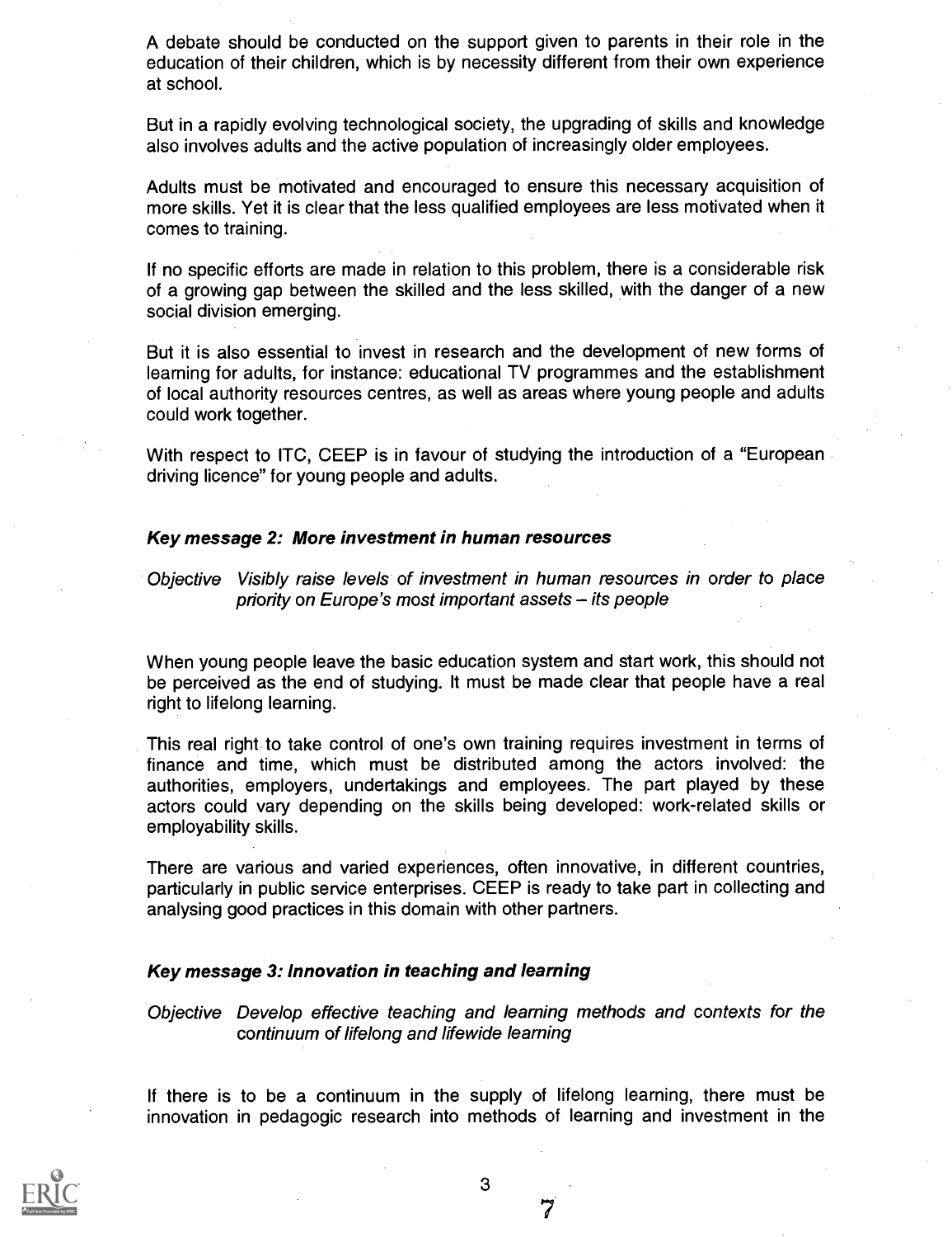A debate should be conducted on the support given to parents in their role in the education of their children, which is by necessity different from their own experience at school.

But in a rapidly evolving technological society, the upgrading of skills and knowledge also involves adults and the active population of increasingly older employees.

Adults must be motivated and encouraged to ensure this necessary acquisition of more skills. Yet it is clear that the less qualified employees are less motivated when it comes to training.

If no specific efforts are made in relation to this problem, there is a considerable risk of a growing gap between the skilled and the less skilled, with the danger of a new social division emerging.

But it is also essential to invest in research and the development of new forms of learning for adults, for instance: educational TV programmes and the establishment of local authority resources centres, as well as areas where young people and adults could work together.

With respect to ITC, CEEP is in favour of studying the introduction of a "European driving licence" for young people and adults.

### *Key message 2: More investment in human resources*

*Objective* *Visibly raise levels of investment in human resources in order to place priority on Europe's most important assets – its people*

When young people leave the basic education system and start work, this should not be perceived as the end of studying. It must be made clear that people have a real right to lifelong learning.

This real right to take control of one's own training requires investment in terms of finance and time, which must be distributed among the actors involved: the authorities, employers, undertakings and employees. The part played by these actors could vary depending on the skills being developed: work-related skills or employability skills.

There are various and varied experiences, often innovative, in different countries, particularly in public service enterprises. CEEP is ready to take part in collecting and analysing good practices in this domain with other partners.

### *Key message 3: Innovation in teaching and learning*

*Objective* *Develop effective teaching and learning methods and contexts for the continuum of lifelong and lifewide learning*

If there is to be a continuum in the supply of lifelong learning, there must be innovation in pedagogic research into methods of learning and investment in the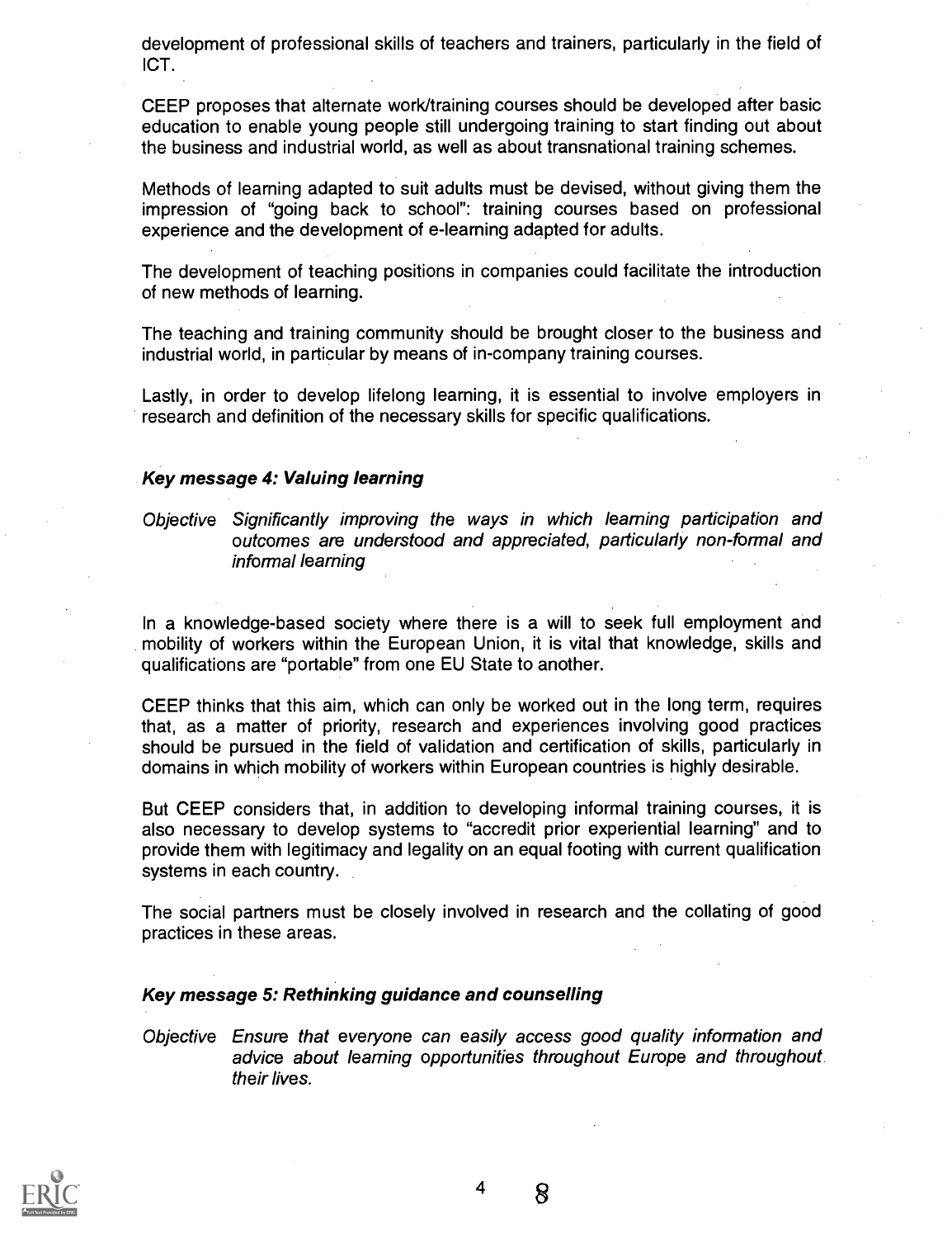development of professional skills of teachers and trainers, particularly in the field of ICT.

CEEP proposes that alternate work/training courses should be developed after basic education to enable young people still undergoing training to start finding out about the business and industrial world, as well as about transnational training schemes.

Methods of learning adapted to suit adults must be devised, without giving them the impression of "going back to school": training courses based on professional experience and the development of e-learning adapted for adults.

The development of teaching positions in companies could facilitate the introduction of new methods of learning.

The teaching and training community should be brought closer to the business and industrial world, in particular by means of in-company training courses.

Lastly, in order to develop lifelong learning, it is essential to involve employers in research and definition of the necessary skills for specific qualifications.

### *Key message 4: Valuing learning*

*Objective Significantly improving the ways in which learning participation and outcomes are understood and appreciated, particularly non-formal and informal learning*

In a knowledge-based society where there is a will to seek full employment and mobility of workers within the European Union, it is vital that knowledge, skills and qualifications are "portable" from one EU State to another.

CEEP thinks that this aim, which can only be worked out in the long term, requires that, as a matter of priority, research and experiences involving good practices should be pursued in the field of validation and certification of skills, particularly in domains in which mobility of workers within European countries is highly desirable.

But CEEP considers that, in addition to developing informal training courses, it is also necessary to develop systems to "accredit prior experiential learning" and to provide them with legitimacy and legality on an equal footing with current qualification systems in each country.

The social partners must be closely involved in research and the collating of good practices in these areas.

### *Key message 5: Rethinking guidance and counselling*

*Objective Ensure that everyone can easily access good quality information and advice about learning opportunities throughout Europe and throughout their lives.*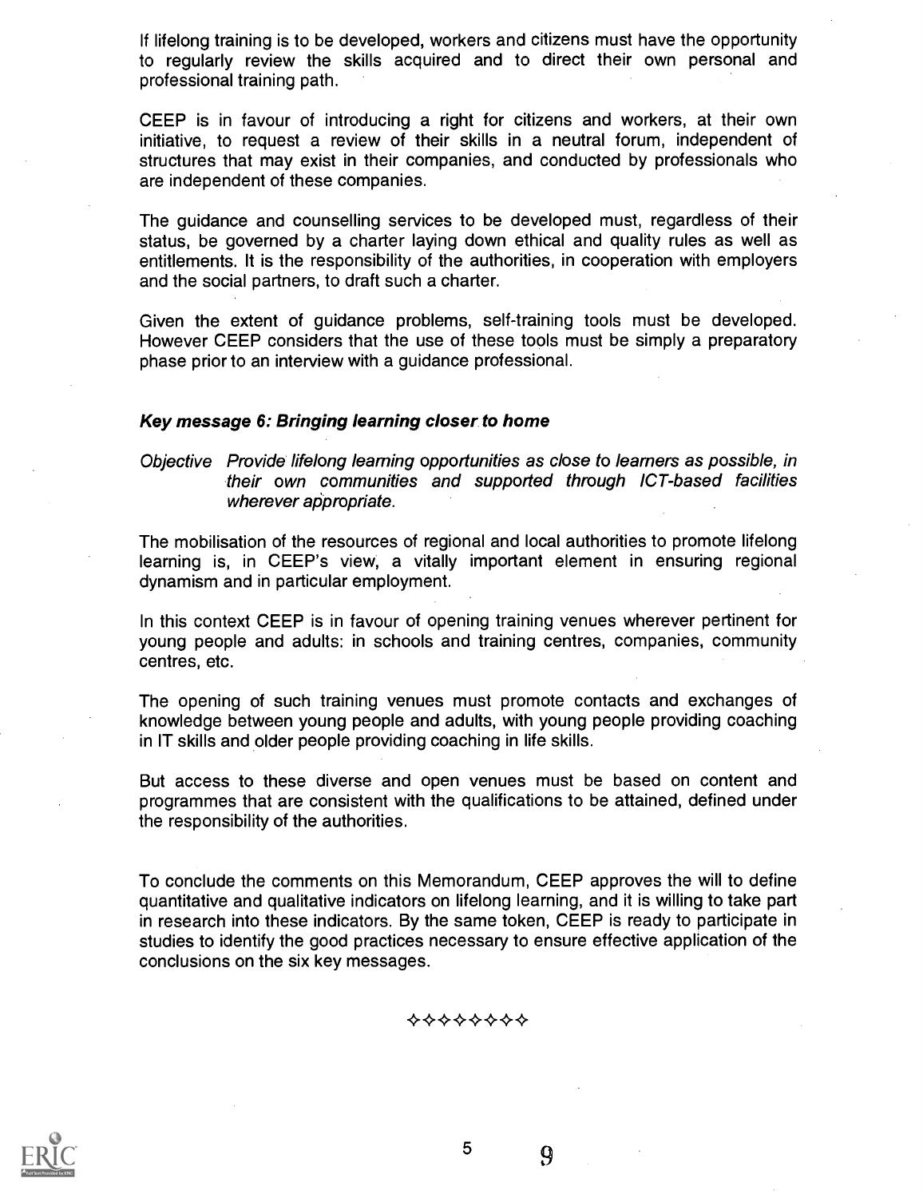If lifelong training is to be developed, workers and citizens must have the opportunity to regularly review the skills acquired and to direct their own personal and professional training path.

CEEP is in favour of introducing a right for citizens and workers, at their own initiative, to request a review of their skills in a neutral forum, independent of structures that may exist in their companies, and conducted by professionals who are independent of these companies.

The guidance and counselling services to be developed must, regardless of their status, be governed by a charter laying down ethical and quality rules as well as entitlements. It is the responsibility of the authorities, in cooperation with employers and the social partners, to draft such a charter.

Given the extent of guidance problems, self-training tools must be developed. However CEEP considers that the use of these tools must be simply a preparatory phase prior to an interview with a guidance professional.

### *Key message 6: Bringing learning closer to home*

*Objective Provide lifelong learning opportunities as close to learners as possible, in their own communities and supported through ICT-based facilities wherever appropriate.*

The mobilisation of the resources of regional and local authorities to promote lifelong learning is, in CEEP's view, a vitally important element in ensuring regional dynamism and in particular employment.

In this context CEEP is in favour of opening training venues wherever pertinent for young people and adults: in schools and training centres, companies, community centres, etc.

The opening of such training venues must promote contacts and exchanges of knowledge between young people and adults, with young people providing coaching in IT skills and older people providing coaching in life skills.

But access to these diverse and open venues must be based on content and programmes that are consistent with the qualifications to be attained, defined under the responsibility of the authorities.

To conclude the comments on this Memorandum, CEEP approves the will to define quantitative and qualitative indicators on lifelong learning, and it is willing to take part in research into these indicators. By the same token, CEEP is ready to participate in studies to identify the good practices necessary to ensure effective application of the conclusions on the six key messages.

✧✧✧✧✧✧✧✧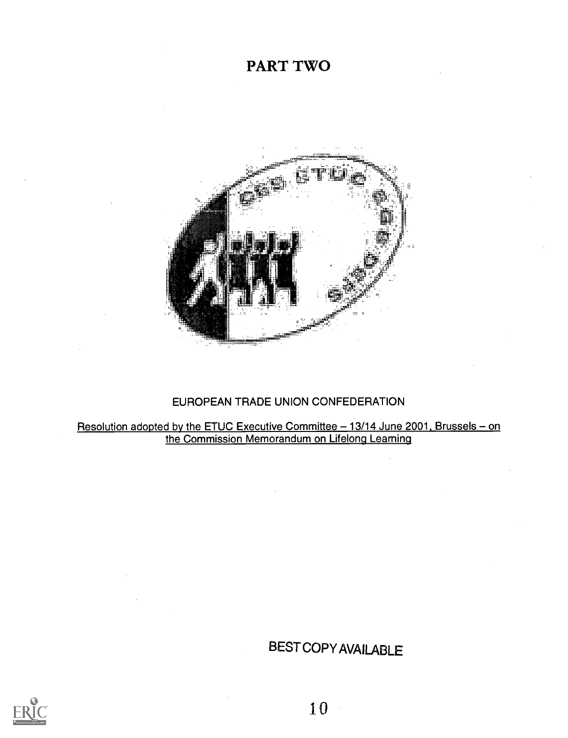# PART TWO

EUROPEAN TRADE UNION CONFEDERATION

Resolution adopted by the ETUC Executive Committee – 13/14 June 2001, Brussels – on the Commission Memorandum on Lifelong Learning

BEST COPY AVAILABLE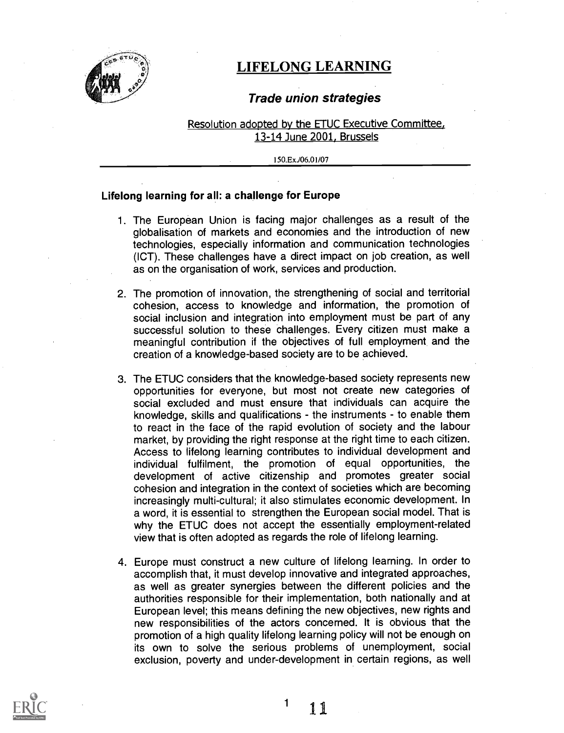# LIFELONG LEARNING

## *Trade union strategies*

Resolution adopted by the ETUC Executive Committee, 13-14 June 2001, Brussels

150.Ex./06.01/07

### Lifelong learning for all: a challenge for Europe

1. The European Union is facing major challenges as a result of the globalisation of markets and economies and the introduction of new technologies, especially information and communication technologies (ICT). These challenges have a direct impact on job creation, as well as on the organisation of work, services and production.

2. The promotion of innovation, the strengthening of social and territorial cohesion, access to knowledge and information, the promotion of social inclusion and integration into employment must be part of any successful solution to these challenges. Every citizen must make a meaningful contribution if the objectives of full employment and the creation of a knowledge-based society are to be achieved.

3. The ETUC considers that the knowledge-based society represents new opportunities for everyone, but most not create new categories of social excluded and must ensure that individuals can acquire the knowledge, skills and qualifications - the instruments - to enable them to react in the face of the rapid evolution of society and the labour market, by providing the right response at the right time to each citizen. Access to lifelong learning contributes to individual development and individual fulfilment, the promotion of equal opportunities, the development of active citizenship and promotes greater social cohesion and integration in the context of societies which are becoming increasingly multi-cultural; it also stimulates economic development. In a word, it is essential to strengthen the European social model. That is why the ETUC does not accept the essentially employment-related view that is often adopted as regards the role of lifelong learning.

4. Europe must construct a new culture of lifelong learning. In order to accomplish that, it must develop innovative and integrated approaches, as well as greater synergies between the different policies and the authorities responsible for their implementation, both nationally and at European level; this means defining the new objectives, new rights and new responsibilities of the actors concerned. It is obvious that the promotion of a high quality lifelong learning policy will not be enough on its own to solve the serious problems of unemployment, social exclusion, poverty and under-development in certain regions, as well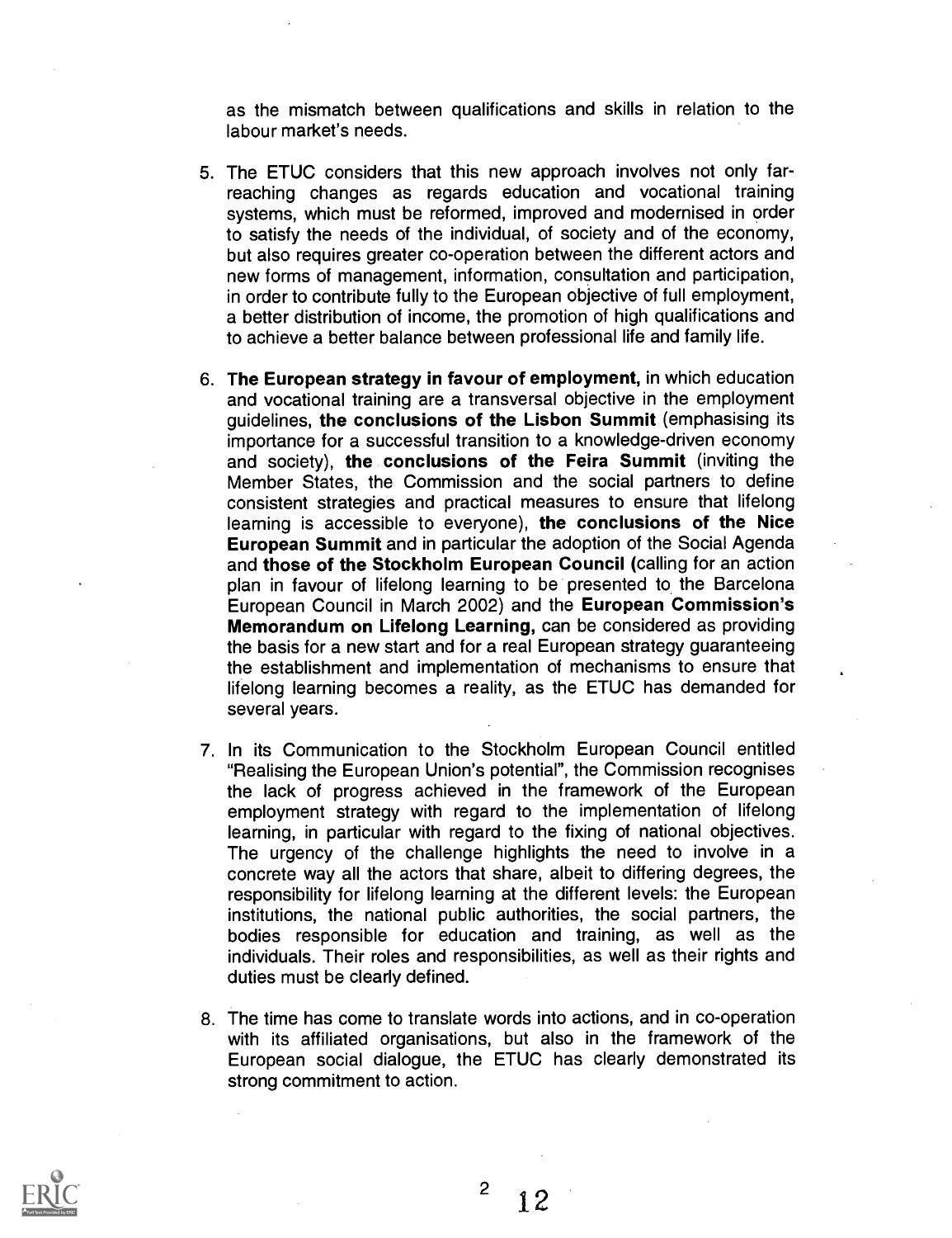as the mismatch between qualifications and skills in relation to the labour market's needs.

5. The ETUC considers that this new approach involves not only far-reaching changes as regards education and vocational training systems, which must be reformed, improved and modernised in order to satisfy the needs of the individual, of society and of the economy, but also requires greater co-operation between the different actors and new forms of management, information, consultation and participation, in order to contribute fully to the European objective of full employment, a better distribution of income, the promotion of high qualifications and to achieve a better balance between professional life and family life.

6. **The European strategy in favour of employment,** in which education and vocational training are a transversal objective in the employment guidelines, **the conclusions of the Lisbon Summit** (emphasising its importance for a successful transition to a knowledge-driven economy and society), **the conclusions of the Feira Summit** (inviting the Member States, the Commission and the social partners to define consistent strategies and practical measures to ensure that lifelong learning is accessible to everyone), **the conclusions of the Nice European Summit** and in particular the adoption of the Social Agenda and **those of the Stockholm European Council** (calling for an action plan in favour of lifelong learning to be presented to the Barcelona European Council in March 2002) and the **European Commission's Memorandum on Lifelong Learning,** can be considered as providing the basis for a new start and for a real European strategy guaranteeing the establishment and implementation of mechanisms to ensure that lifelong learning becomes a reality, as the ETUC has demanded for several years.

7. In its Communication to the Stockholm European Council entitled "Realising the European Union's potential", the Commission recognises the lack of progress achieved in the framework of the European employment strategy with regard to the implementation of lifelong learning, in particular with regard to the fixing of national objectives. The urgency of the challenge highlights the need to involve in a concrete way all the actors that share, albeit to differing degrees, the responsibility for lifelong learning at the different levels: the European institutions, the national public authorities, the social partners, the bodies responsible for education and training, as well as the individuals. Their roles and responsibilities, as well as their rights and duties must be clearly defined.

8. The time has come to translate words into actions, and in co-operation with its affiliated organisations, but also in the framework of the European social dialogue, the ETUC has clearly demonstrated its strong commitment to action.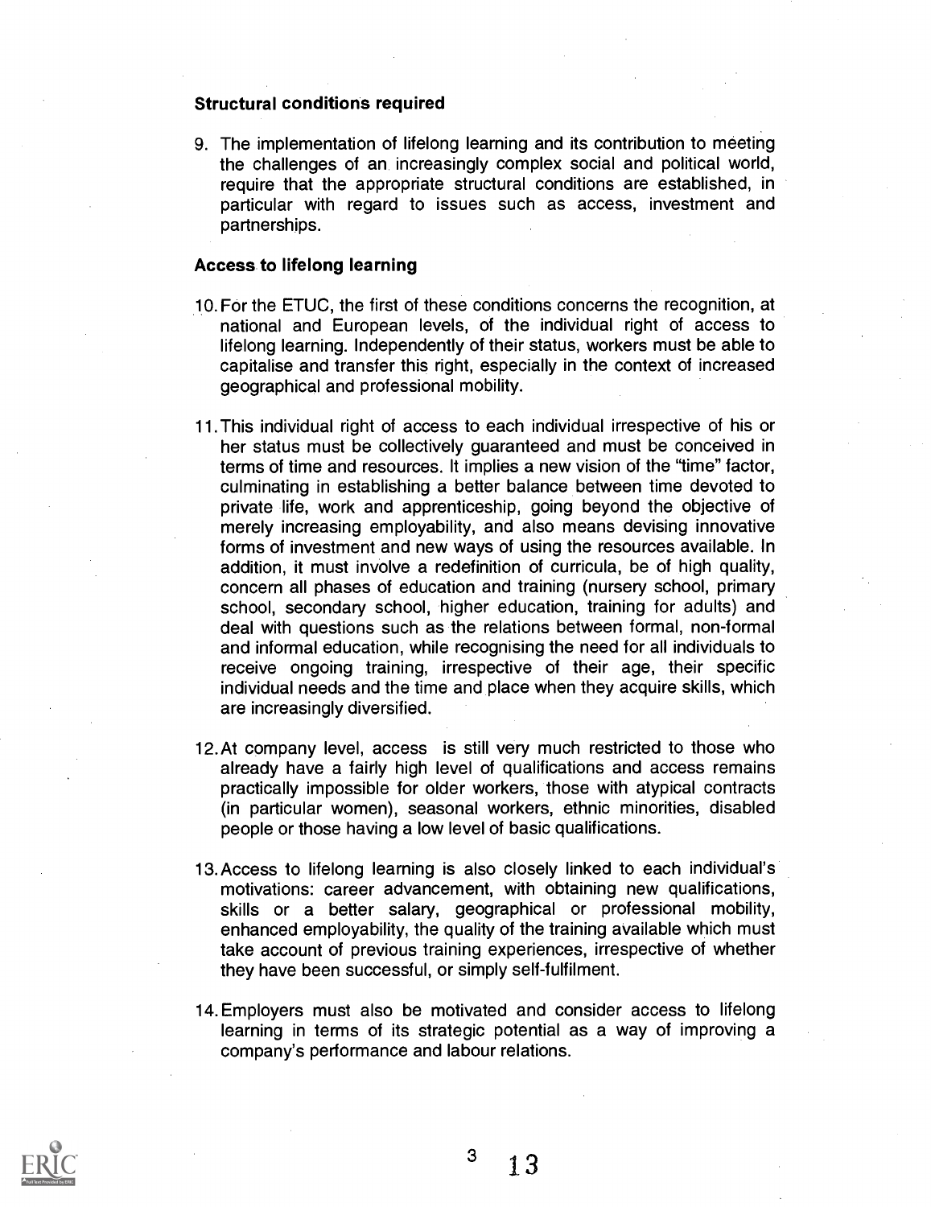**Structural conditions required**

9. The implementation of lifelong learning and its contribution to meeting the challenges of an increasingly complex social and political world, require that the appropriate structural conditions are established, in particular with regard to issues such as access, investment and partnerships.

**Access to lifelong learning**

10. For the ETUC, the first of these conditions concerns the recognition, at national and European levels, of the individual right of access to lifelong learning. Independently of their status, workers must be able to capitalise and transfer this right, especially in the context of increased geographical and professional mobility.

11. This individual right of access to each individual irrespective of his or her status must be collectively guaranteed and must be conceived in terms of time and resources. It implies a new vision of the "time" factor, culminating in establishing a better balance between time devoted to private life, work and apprenticeship, going beyond the objective of merely increasing employability, and also means devising innovative forms of investment and new ways of using the resources available. In addition, it must involve a redefinition of curricula, be of high quality, concern all phases of education and training (nursery school, primary school, secondary school, higher education, training for adults) and deal with questions such as the relations between formal, non-formal and informal education, while recognising the need for all individuals to receive ongoing training, irrespective of their age, their specific individual needs and the time and place when they acquire skills, which are increasingly diversified.

12. At company level, access is still very much restricted to those who already have a fairly high level of qualifications and access remains practically impossible for older workers, those with atypical contracts (in particular women), seasonal workers, ethnic minorities, disabled people or those having a low level of basic qualifications.

13. Access to lifelong learning is also closely linked to each individual's motivations: career advancement, with obtaining new qualifications, skills or a better salary, geographical or professional mobility, enhanced employability, the quality of the training available which must take account of previous training experiences, irrespective of whether they have been successful, or simply self-fulfilment.

14. Employers must also be motivated and consider access to lifelong learning in terms of its strategic potential as a way of improving a company's performance and labour relations.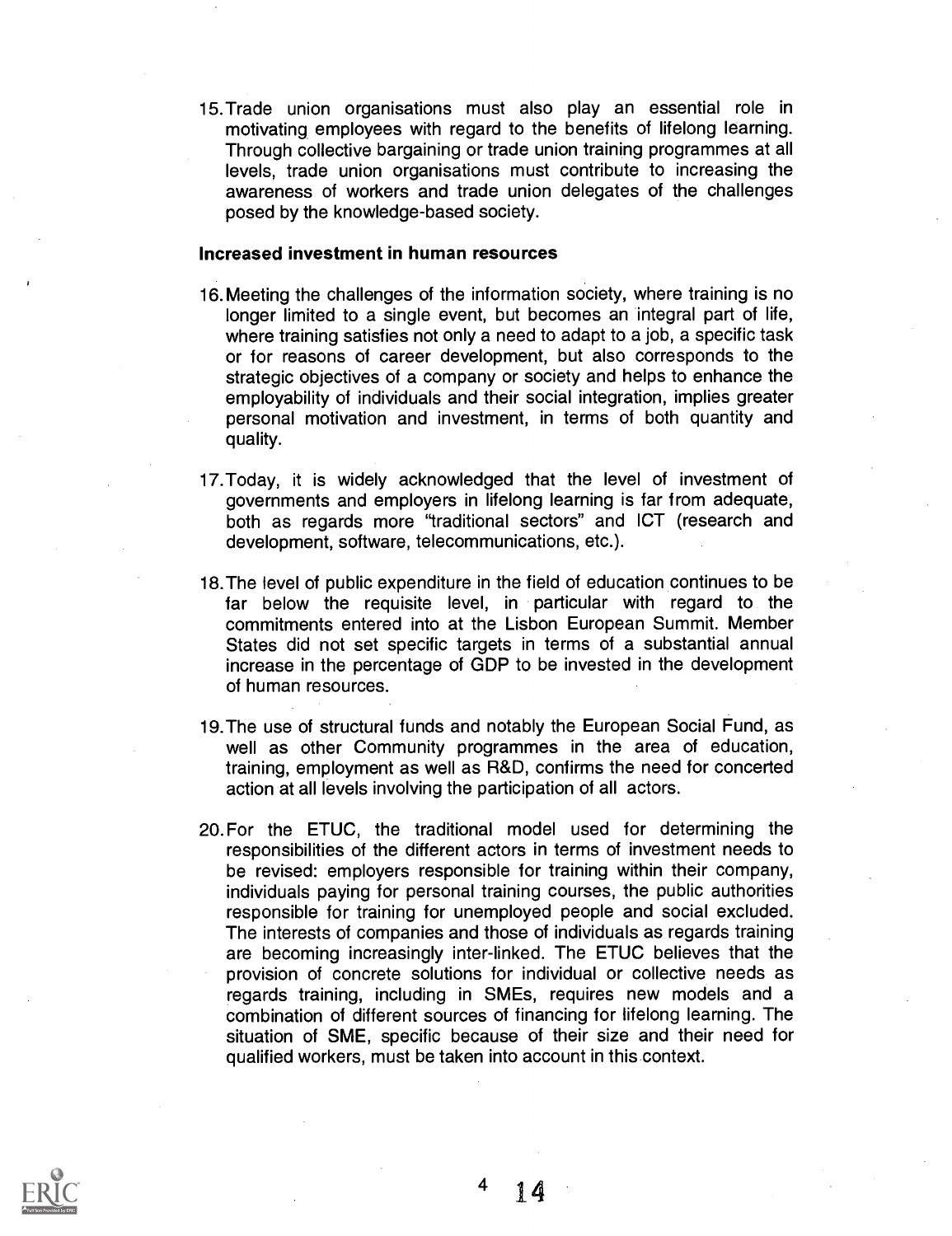15. Trade union organisations must also play an essential role in motivating employees with regard to the benefits of lifelong learning. Through collective bargaining or trade union training programmes at all levels, trade union organisations must contribute to increasing the awareness of workers and trade union delegates of the challenges posed by the knowledge-based society.

**Increased investment in human resources**

16. Meeting the challenges of the information society, where training is no longer limited to a single event, but becomes an integral part of life, where training satisfies not only a need to adapt to a job, a specific task or for reasons of career development, but also corresponds to the strategic objectives of a company or society and helps to enhance the employability of individuals and their social integration, implies greater personal motivation and investment, in terms of both quantity and quality.

17. Today, it is widely acknowledged that the level of investment of governments and employers in lifelong learning is far from adequate, both as regards more "traditional sectors" and ICT (research and development, software, telecommunications, etc.).

18. The level of public expenditure in the field of education continues to be far below the requisite level, in particular with regard to the commitments entered into at the Lisbon European Summit. Member States did not set specific targets in terms of a substantial annual increase in the percentage of GDP to be invested in the development of human resources.

19. The use of structural funds and notably the European Social Fund, as well as other Community programmes in the area of education, training, employment as well as R&D, confirms the need for concerted action at all levels involving the participation of all actors.

20. For the ETUC, the traditional model used for determining the responsibilities of the different actors in terms of investment needs to be revised: employers responsible for training within their company, individuals paying for personal training courses, the public authorities responsible for training for unemployed people and social excluded. The interests of companies and those of individuals as regards training are becoming increasingly inter-linked. The ETUC believes that the provision of concrete solutions for individual or collective needs as regards training, including in SMEs, requires new models and a combination of different sources of financing for lifelong learning. The situation of SME, specific because of their size and their need for qualified workers, must be taken into account in this context.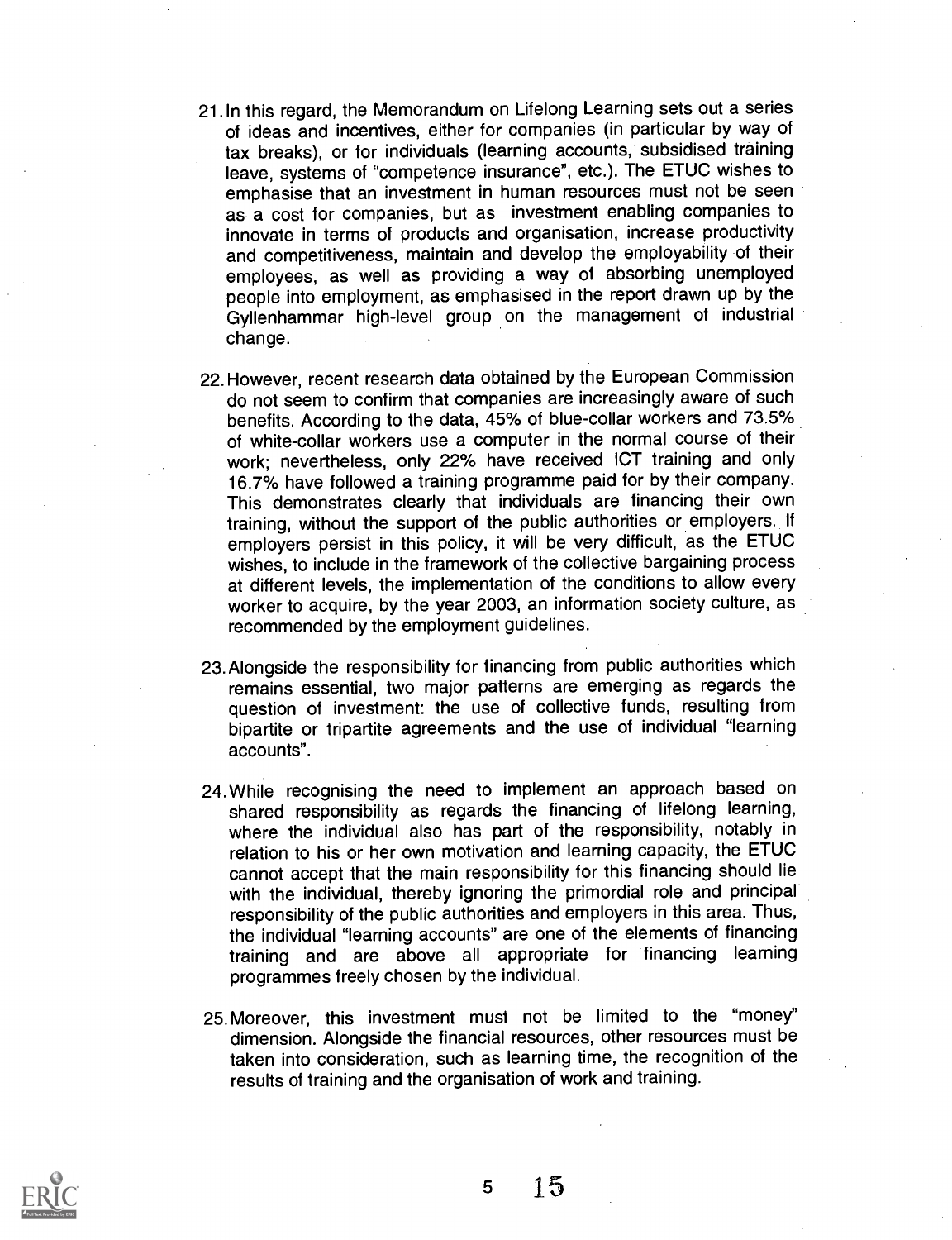21. In this regard, the Memorandum on Lifelong Learning sets out a series of ideas and incentives, either for companies (in particular by way of tax breaks), or for individuals (learning accounts, subsidised training leave, systems of "competence insurance", etc.). The ETUC wishes to emphasise that an investment in human resources must not be seen as a cost for companies, but as investment enabling companies to innovate in terms of products and organisation, increase productivity and competitiveness, maintain and develop the employability of their employees, as well as providing a way of absorbing unemployed people into employment, as emphasised in the report drawn up by the Gyllenhammar high-level group on the management of industrial change.

22. However, recent research data obtained by the European Commission do not seem to confirm that companies are increasingly aware of such benefits. According to the data, 45% of blue-collar workers and 73.5% of white-collar workers use a computer in the normal course of their work; nevertheless, only 22% have received ICT training and only 16.7% have followed a training programme paid for by their company. This demonstrates clearly that individuals are financing their own training, without the support of the public authorities or employers. If employers persist in this policy, it will be very difficult, as the ETUC wishes, to include in the framework of the collective bargaining process at different levels, the implementation of the conditions to allow every worker to acquire, by the year 2003, an information society culture, as recommended by the employment guidelines.

23. Alongside the responsibility for financing from public authorities which remains essential, two major patterns are emerging as regards the question of investment: the use of collective funds, resulting from bipartite or tripartite agreements and the use of individual "learning accounts".

24. While recognising the need to implement an approach based on shared responsibility as regards the financing of lifelong learning, where the individual also has part of the responsibility, notably in relation to his or her own motivation and learning capacity, the ETUC cannot accept that the main responsibility for this financing should lie with the individual, thereby ignoring the primordial role and principal responsibility of the public authorities and employers in this area. Thus, the individual "learning accounts" are one of the elements of financing training and are above all appropriate for financing learning programmes freely chosen by the individual.

25. Moreover, this investment must not be limited to the "money" dimension. Alongside the financial resources, other resources must be taken into consideration, such as learning time, the recognition of the results of training and the organisation of work and training.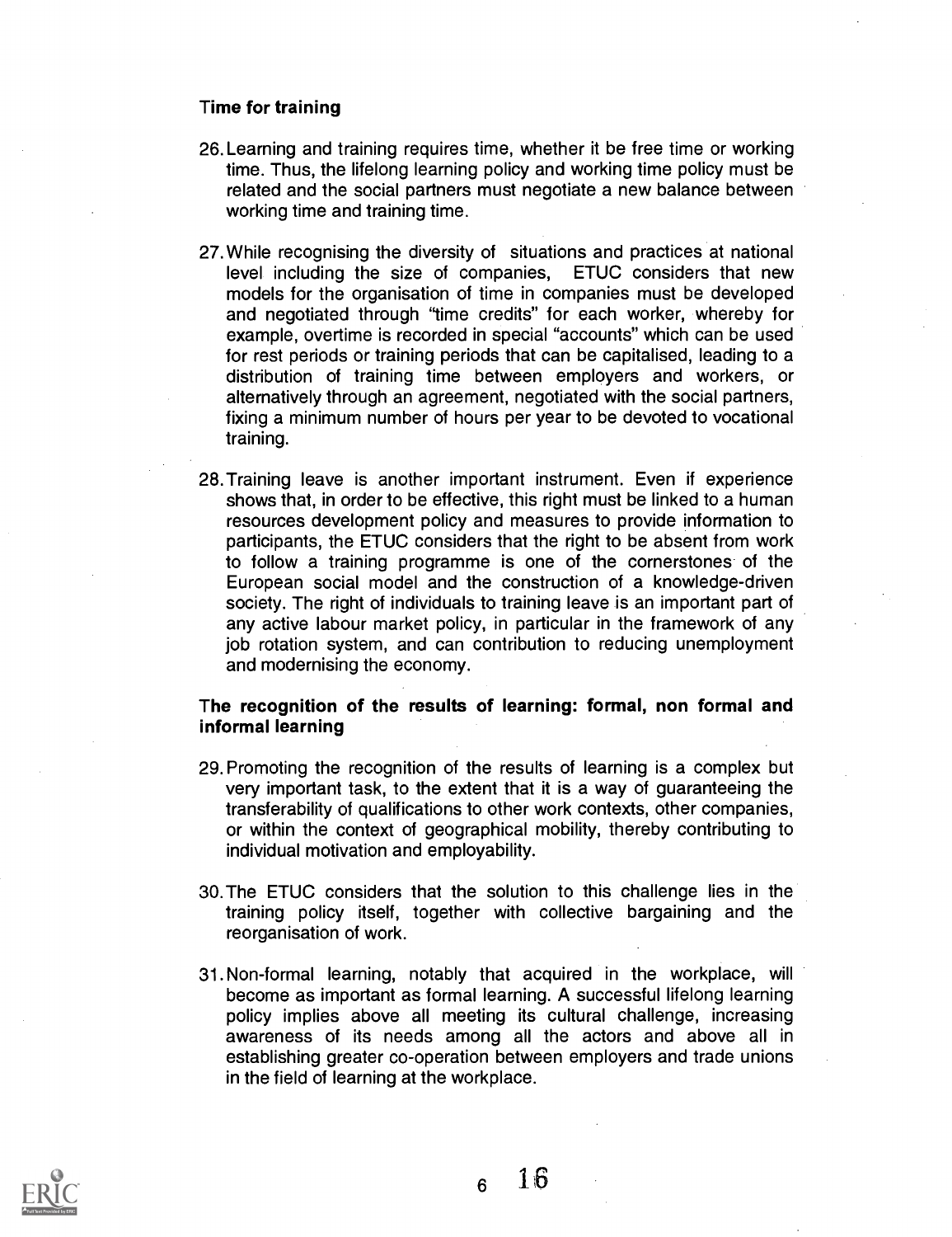### Time for training

26. Learning and training requires time, whether it be free time or working time. Thus, the lifelong learning policy and working time policy must be related and the social partners must negotiate a new balance between working time and training time.

27. While recognising the diversity of situations and practices at national level including the size of companies, ETUC considers that new models for the organisation of time in companies must be developed and negotiated through "time credits" for each worker, whereby for example, overtime is recorded in special "accounts" which can be used for rest periods or training periods that can be capitalised, leading to a distribution of training time between employers and workers, or alternatively through an agreement, negotiated with the social partners, fixing a minimum number of hours per year to be devoted to vocational training.

28. Training leave is another important instrument. Even if experience shows that, in order to be effective, this right must be linked to a human resources development policy and measures to provide information to participants, the ETUC considers that the right to be absent from work to follow a training programme is one of the cornerstones of the European social model and the construction of a knowledge-driven society. The right of individuals to training leave is an important part of any active labour market policy, in particular in the framework of any job rotation system, and can contribution to reducing unemployment and modernising the economy.

### The recognition of the results of learning: formal, non formal and informal learning

29. Promoting the recognition of the results of learning is a complex but very important task, to the extent that it is a way of guaranteeing the transferability of qualifications to other work contexts, other companies, or within the context of geographical mobility, thereby contributing to individual motivation and employability.

30. The ETUC considers that the solution to this challenge lies in the training policy itself, together with collective bargaining and the reorganisation of work.

31. Non-formal learning, notably that acquired in the workplace, will become as important as formal learning. A successful lifelong learning policy implies above all meeting its cultural challenge, increasing awareness of its needs among all the actors and above all in establishing greater co-operation between employers and trade unions in the field of learning at the workplace.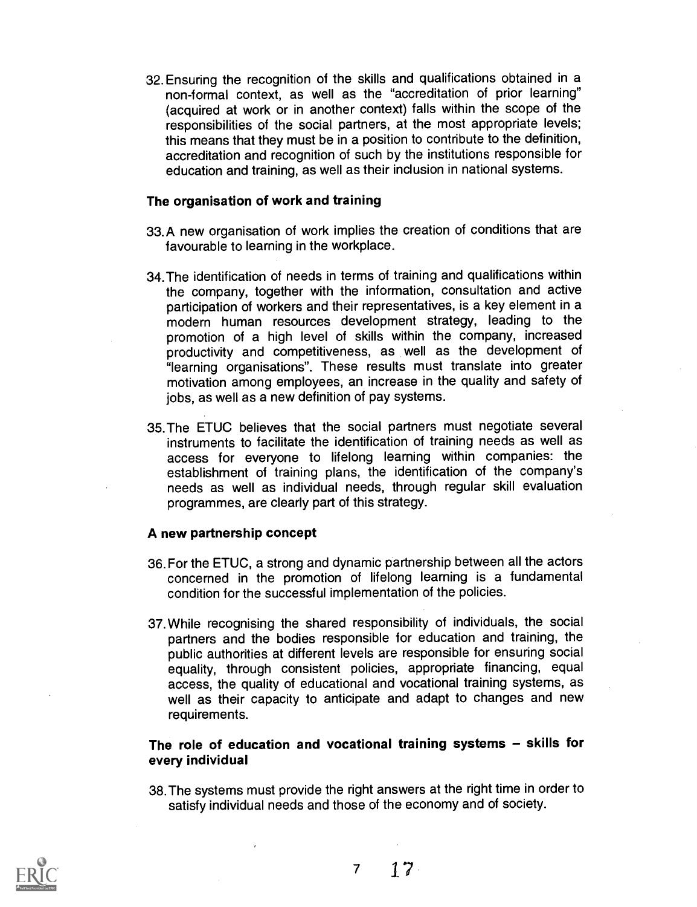32. Ensuring the recognition of the skills and qualifications obtained in a non-formal context, as well as the "accreditation of prior learning" (acquired at work or in another context) falls within the scope of the responsibilities of the social partners, at the most appropriate levels; this means that they must be in a position to contribute to the definition, accreditation and recognition of such by the institutions responsible for education and training, as well as their inclusion in national systems.

**The organisation of work and training**

33. A new organisation of work implies the creation of conditions that are favourable to learning in the workplace.

34. The identification of needs in terms of training and qualifications within the company, together with the information, consultation and active participation of workers and their representatives, is a key element in a modern human resources development strategy, leading to the promotion of a high level of skills within the company, increased productivity and competitiveness, as well as the development of "learning organisations". These results must translate into greater motivation among employees, an increase in the quality and safety of jobs, as well as a new definition of pay systems.

35. The ETUC believes that the social partners must negotiate several instruments to facilitate the identification of training needs as well as access for everyone to lifelong learning within companies: the establishment of training plans, the identification of the company's needs as well as individual needs, through regular skill evaluation programmes, are clearly part of this strategy.

**A new partnership concept**

36. For the ETUC, a strong and dynamic partnership between all the actors concerned in the promotion of lifelong learning is a fundamental condition for the successful implementation of the policies.

37. While recognising the shared responsibility of individuals, the social partners and the bodies responsible for education and training, the public authorities at different levels are responsible for ensuring social equality, through consistent policies, appropriate financing, equal access, the quality of educational and vocational training systems, as well as their capacity to anticipate and adapt to changes and new requirements.

**The role of education and vocational training systems – skills for every individual**

38. The systems must provide the right answers at the right time in order to satisfy individual needs and those of the economy and of society.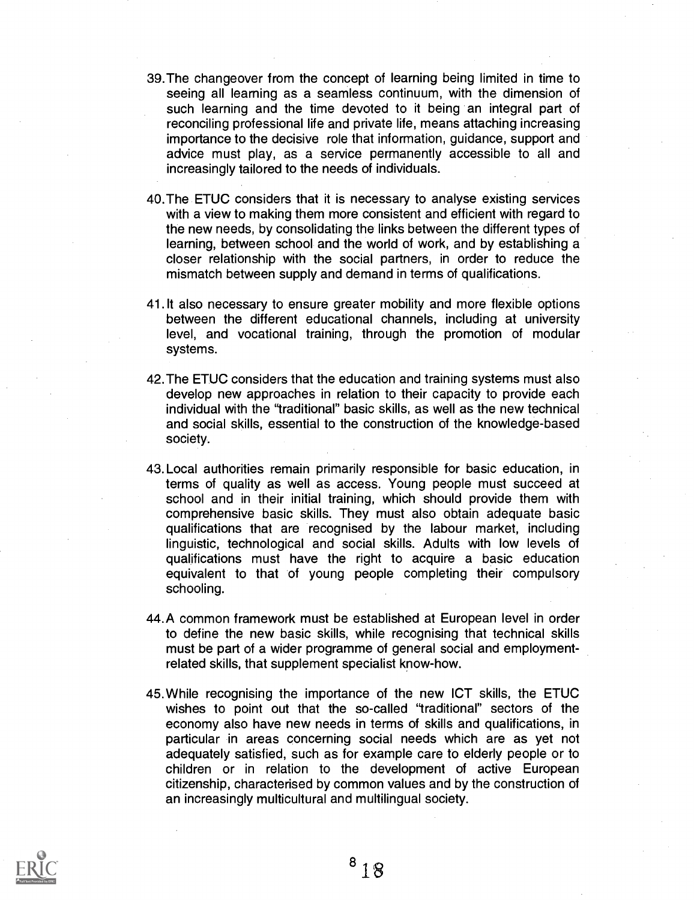39. The changeover from the concept of learning being limited in time to seeing all learning as a seamless continuum, with the dimension of such learning and the time devoted to it being an integral part of reconciling professional life and private life, means attaching increasing importance to the decisive role that information, guidance, support and advice must play, as a service permanently accessible to all and increasingly tailored to the needs of individuals.

40. The ETUC considers that it is necessary to analyse existing services with a view to making them more consistent and efficient with regard to the new needs, by consolidating the links between the different types of learning, between school and the world of work, and by establishing a closer relationship with the social partners, in order to reduce the mismatch between supply and demand in terms of qualifications.

41. It also necessary to ensure greater mobility and more flexible options between the different educational channels, including at university level, and vocational training, through the promotion of modular systems.

42. The ETUC considers that the education and training systems must also develop new approaches in relation to their capacity to provide each individual with the "traditional" basic skills, as well as the new technical and social skills, essential to the construction of the knowledge-based society.

43. Local authorities remain primarily responsible for basic education, in terms of quality as well as access. Young people must succeed at school and in their initial training, which should provide them with comprehensive basic skills. They must also obtain adequate basic qualifications that are recognised by the labour market, including linguistic, technological and social skills. Adults with low levels of qualifications must have the right to acquire a basic education equivalent to that of young people completing their compulsory schooling.

44. A common framework must be established at European level in order to define the new basic skills, while recognising that technical skills must be part of a wider programme of general social and employment-related skills, that supplement specialist know-how.

45. While recognising the importance of the new ICT skills, the ETUC wishes to point out that the so-called "traditional" sectors of the economy also have new needs in terms of skills and qualifications, in particular in areas concerning social needs which are as yet not adequately satisfied, such as for example care to elderly people or to children or in relation to the development of active European citizenship, characterised by common values and by the construction of an increasingly multicultural and multilingual society.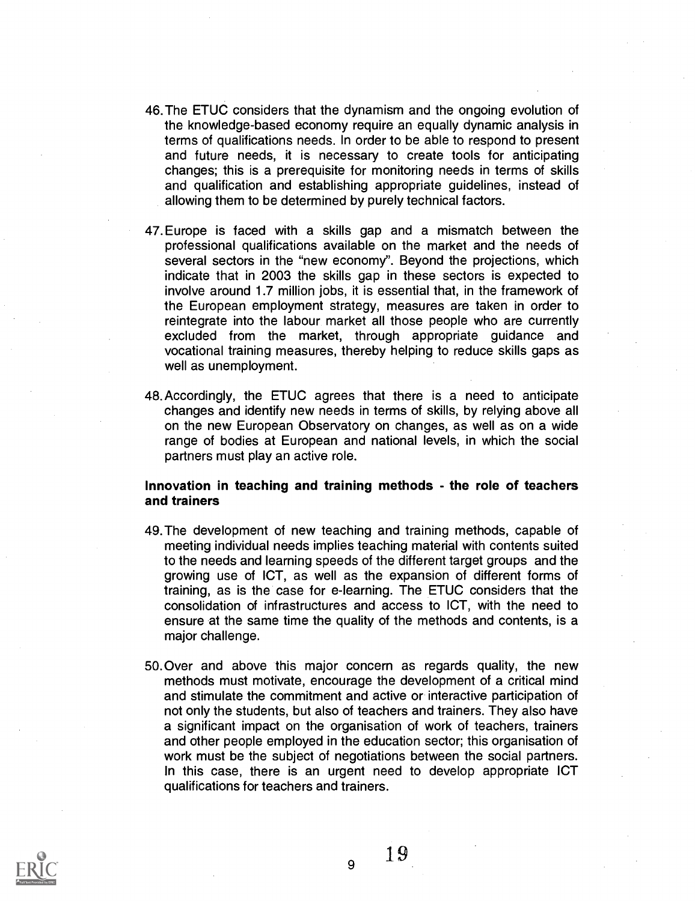46. The ETUC considers that the dynamism and the ongoing evolution of the knowledge-based economy require an equally dynamic analysis in terms of qualifications needs. In order to be able to respond to present and future needs, it is necessary to create tools for anticipating changes; this is a prerequisite for monitoring needs in terms of skills and qualification and establishing appropriate guidelines, instead of allowing them to be determined by purely technical factors.

47. Europe is faced with a skills gap and a mismatch between the professional qualifications available on the market and the needs of several sectors in the "new economy". Beyond the projections, which indicate that in 2003 the skills gap in these sectors is expected to involve around 1.7 million jobs, it is essential that, in the framework of the European employment strategy, measures are taken in order to reintegrate into the labour market all those people who are currently excluded from the market, through appropriate guidance and vocational training measures, thereby helping to reduce skills gaps as well as unemployment.

48. Accordingly, the ETUC agrees that there is a need to anticipate changes and identify new needs in terms of skills, by relying above all on the new European Observatory on changes, as well as on a wide range of bodies at European and national levels, in which the social partners must play an active role.

**Innovation in teaching and training methods - the role of teachers and trainers**

49. The development of new teaching and training methods, capable of meeting individual needs implies teaching material with contents suited to the needs and learning speeds of the different target groups and the growing use of ICT, as well as the expansion of different forms of training, as is the case for e-learning. The ETUC considers that the consolidation of infrastructures and access to ICT, with the need to ensure at the same time the quality of the methods and contents, is a major challenge.

50. Over and above this major concern as regards quality, the new methods must motivate, encourage the development of a critical mind and stimulate the commitment and active or interactive participation of not only the students, but also of teachers and trainers. They also have a significant impact on the organisation of work of teachers, trainers and other people employed in the education sector; this organisation of work must be the subject of negotiations between the social partners. In this case, there is an urgent need to develop appropriate ICT qualifications for teachers and trainers.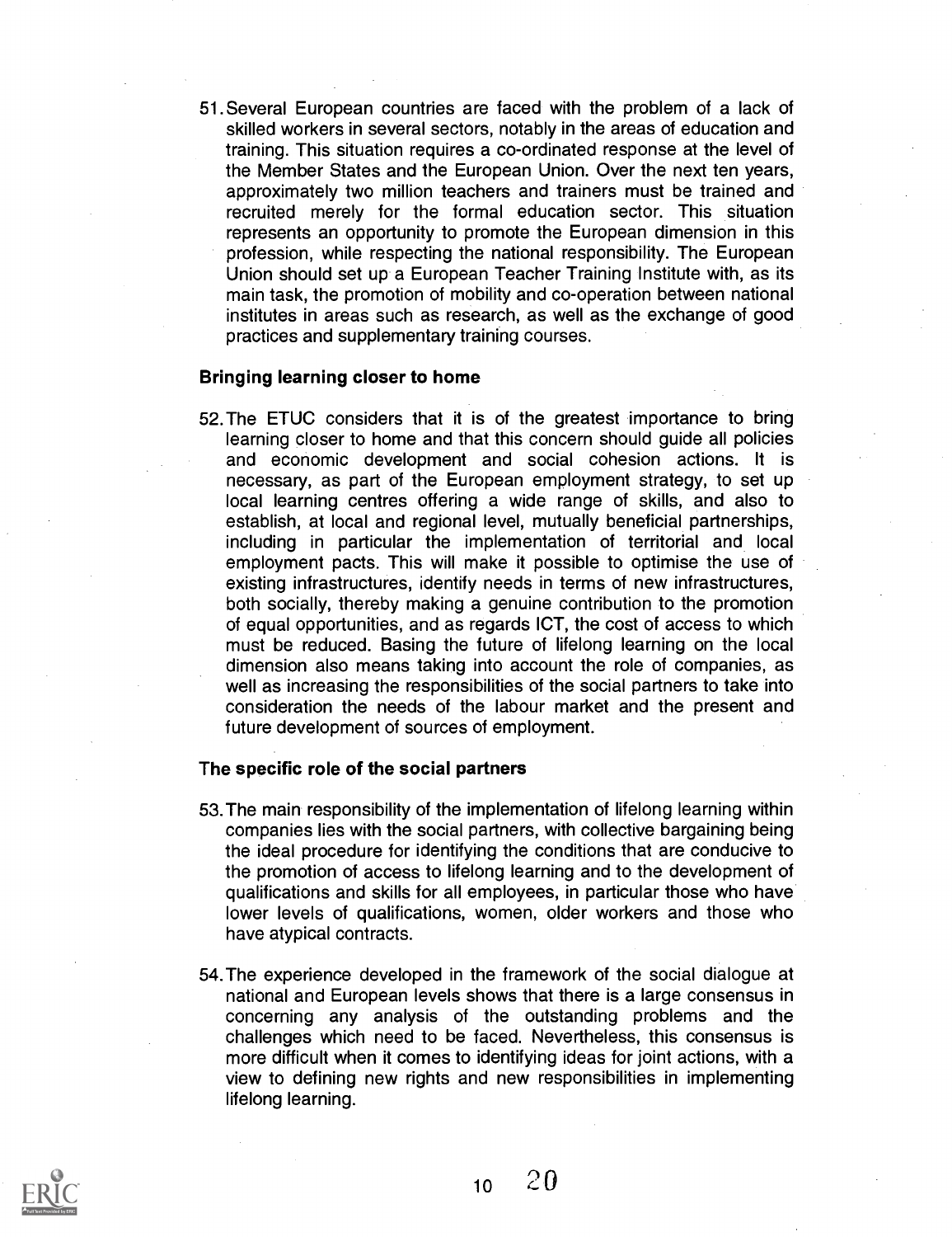51. Several European countries are faced with the problem of a lack of skilled workers in several sectors, notably in the areas of education and training. This situation requires a co-ordinated response at the level of the Member States and the European Union. Over the next ten years, approximately two million teachers and trainers must be trained and recruited merely for the formal education sector. This situation represents an opportunity to promote the European dimension in this profession, while respecting the national responsibility. The European Union should set up a European Teacher Training Institute with, as its main task, the promotion of mobility and co-operation between national institutes in areas such as research, as well as the exchange of good practices and supplementary training courses.

### Bringing learning closer to home

52. The ETUC considers that it is of the greatest importance to bring learning closer to home and that this concern should guide all policies and economic development and social cohesion actions. It is necessary, as part of the European employment strategy, to set up local learning centres offering a wide range of skills, and also to establish, at local and regional level, mutually beneficial partnerships, including in particular the implementation of territorial and local employment pacts. This will make it possible to optimise the use of existing infrastructures, identify needs in terms of new infrastructures, both socially, thereby making a genuine contribution to the promotion of equal opportunities, and as regards ICT, the cost of access to which must be reduced. Basing the future of lifelong learning on the local dimension also means taking into account the role of companies, as well as increasing the responsibilities of the social partners to take into consideration the needs of the labour market and the present and future development of sources of employment.

### The specific role of the social partners

53. The main responsibility of the implementation of lifelong learning within companies lies with the social partners, with collective bargaining being the ideal procedure for identifying the conditions that are conducive to the promotion of access to lifelong learning and to the development of qualifications and skills for all employees, in particular those who have lower levels of qualifications, women, older workers and those who have atypical contracts.

54. The experience developed in the framework of the social dialogue at national and European levels shows that there is a large consensus in concerning any analysis of the outstanding problems and the challenges which need to be faced. Nevertheless, this consensus is more difficult when it comes to identifying ideas for joint actions, with a view to defining new rights and new responsibilities in implementing lifelong learning.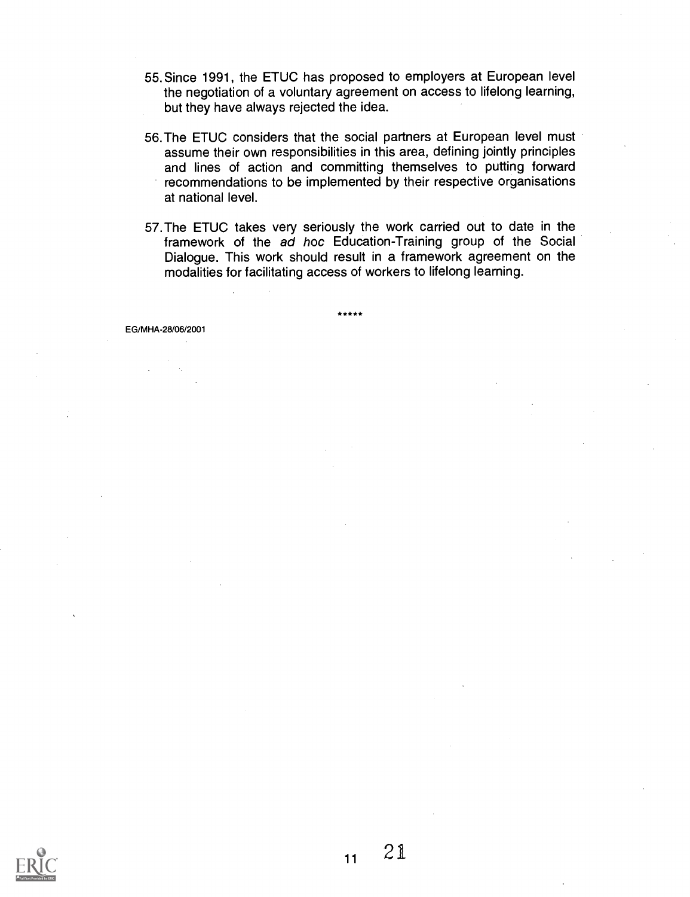55. Since 1991, the ETUC has proposed to employers at European level the negotiation of a voluntary agreement on access to lifelong learning, but they have always rejected the idea.

56. The ETUC considers that the social partners at European level must assume their own responsibilities in this area, defining jointly principles and lines of action and committing themselves to putting forward recommendations to be implemented by their respective organisations at national level.

57. The ETUC takes very seriously the work carried out to date in the framework of the *ad hoc* Education-Training group of the Social Dialogue. This work should result in a framework agreement on the modalities for facilitating access of workers to lifelong learning.

*****

EG/MHA-28/06/2001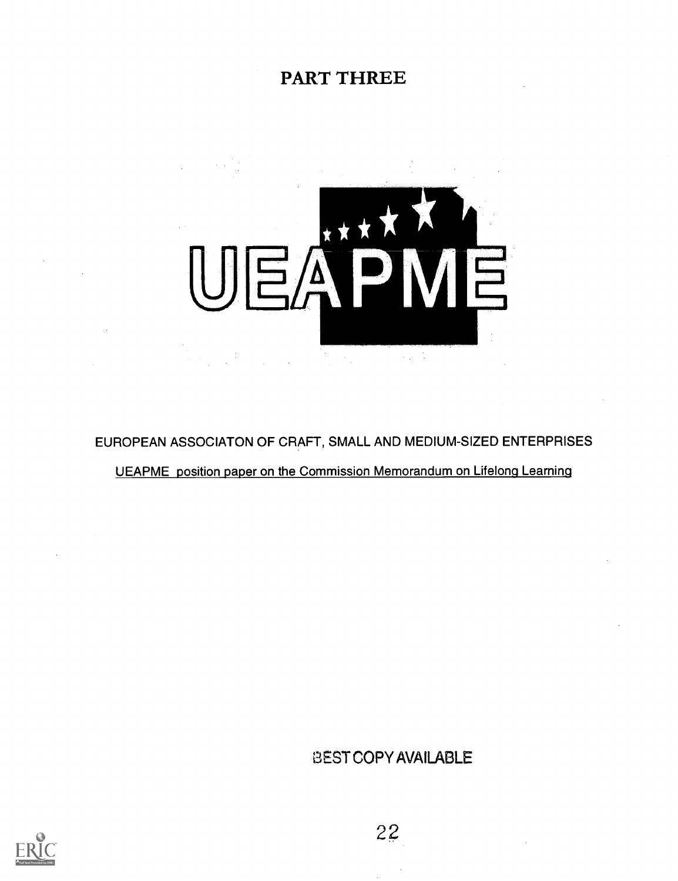# PART THREE

UEAPME

EUROPEAN ASSOCIATON OF CRAFT, SMALL AND MEDIUM-SIZED ENTERPRISES

UEAPME position paper on the Commission Memorandum on Lifelong Learning

BEST COPY AVAILABLE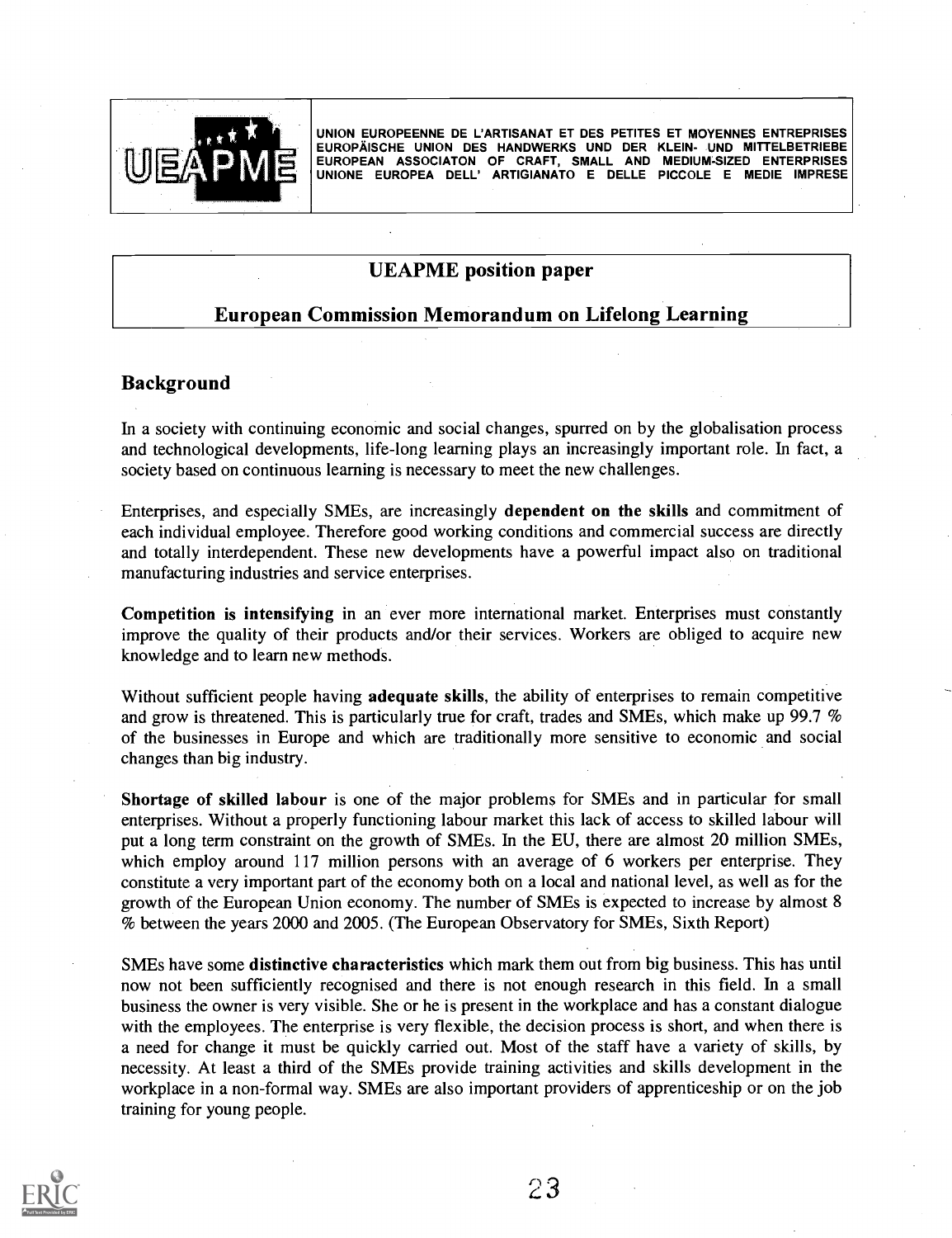UNION EUROPEENNE DE L'ARTISANAT ET DES PETITES ET MOYENNES ENTREPRISES
EUROPÄISCHE UNION DES HANDWERKS UND DER KLEIN- UND MITTELBETRIEBE
EUROPEAN ASSOCIATON OF CRAFT, SMALL AND MEDIUM-SIZED ENTERPRISES
UNIONE EUROPEA DELL' ARTIGIANATO E DELLE PICCOLE E MEDIE IMPRESE

# UEAPME position paper

## European Commission Memorandum on Lifelong Learning

## Background

In a society with continuing economic and social changes, spurred on by the globalisation process and technological developments, life-long learning plays an increasingly important role. In fact, a society based on continuous learning is necessary to meet the new challenges.

Enterprises, and especially SMEs, are increasingly **dependent on the skills** and commitment of each individual employee. Therefore good working conditions and commercial success are directly and totally interdependent. These new developments have a powerful impact also on traditional manufacturing industries and service enterprises.

**Competition is intensifying** in an ever more international market. Enterprises must constantly improve the quality of their products and/or their services. Workers are obliged to acquire new knowledge and to learn new methods.

Without sufficient people having **adequate skills**, the ability of enterprises to remain competitive and grow is threatened. This is particularly true for craft, trades and SMEs, which make up 99.7 % of the businesses in Europe and which are traditionally more sensitive to economic and social changes than big industry.

**Shortage of skilled labour** is one of the major problems for SMEs and in particular for small enterprises. Without a properly functioning labour market this lack of access to skilled labour will put a long term constraint on the growth of SMEs. In the EU, there are almost 20 million SMEs, which employ around 117 million persons with an average of 6 workers per enterprise. They constitute a very important part of the economy both on a local and national level, as well as for the growth of the European Union economy. The number of SMEs is expected to increase by almost 8 % between the years 2000 and 2005. (The European Observatory for SMEs, Sixth Report)

SMEs have some **distinctive characteristics** which mark them out from big business. This has until now not been sufficiently recognised and there is not enough research in this field. In a small business the owner is very visible. She or he is present in the workplace and has a constant dialogue with the employees. The enterprise is very flexible, the decision process is short, and when there is a need for change it must be quickly carried out. Most of the staff have a variety of skills, by necessity. At least a third of the SMEs provide training activities and skills development in the workplace in a non-formal way. SMEs are also important providers of apprenticeship or on the job training for young people.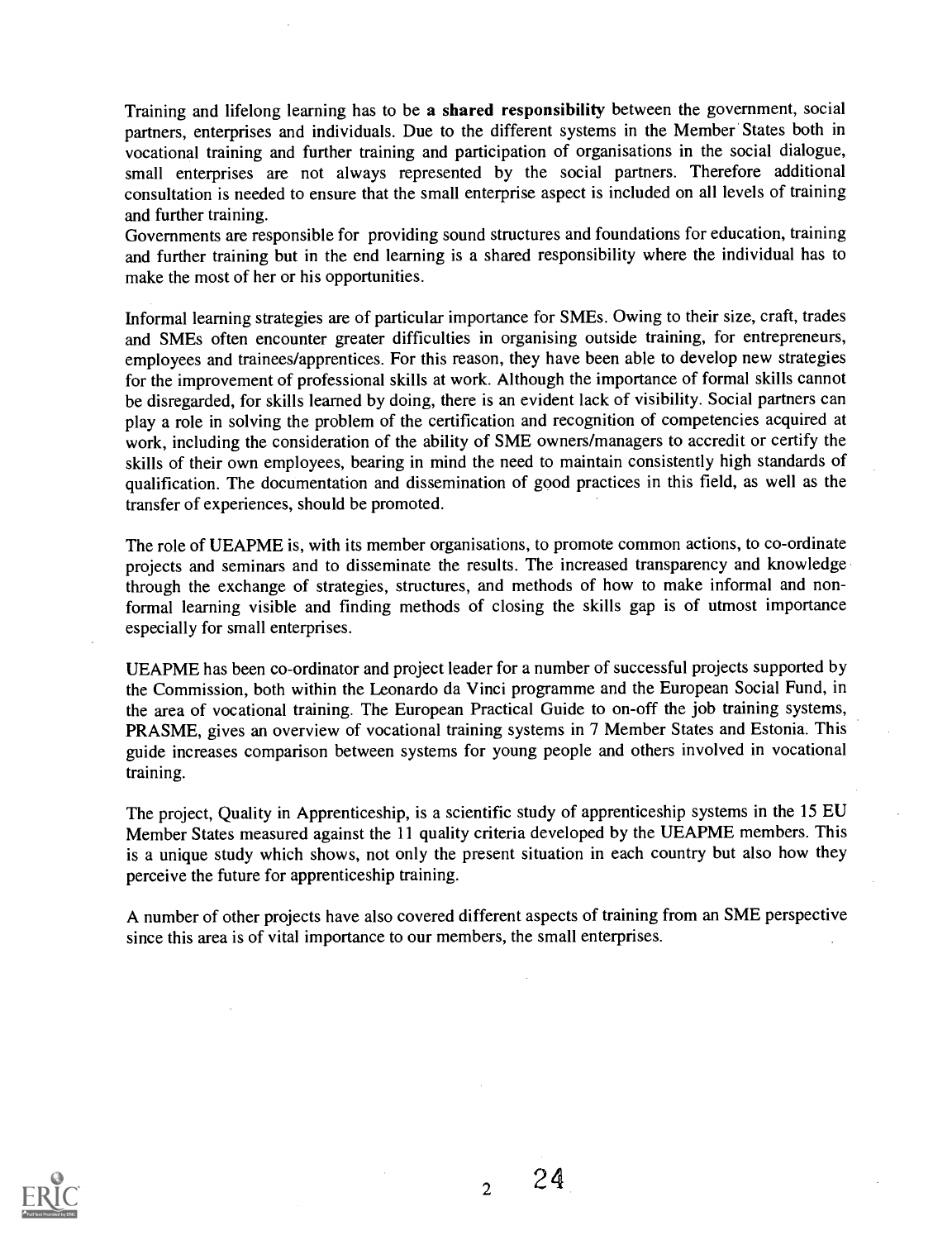Training and lifelong learning has to be a **shared responsibility** between the government, social partners, enterprises and individuals. Due to the different systems in the Member States both in vocational training and further training and participation of organisations in the social dialogue, small enterprises are not always represented by the social partners. Therefore additional consultation is needed to ensure that the small enterprise aspect is included on all levels of training and further training.
Governments are responsible for providing sound structures and foundations for education, training and further training but in the end learning is a shared responsibility where the individual has to make the most of her or his opportunities.

Informal learning strategies are of particular importance for SMEs. Owing to their size, craft, trades and SMEs often encounter greater difficulties in organising outside training, for entrepreneurs, employees and trainees/apprentices. For this reason, they have been able to develop new strategies for the improvement of professional skills at work. Although the importance of formal skills cannot be disregarded, for skills learned by doing, there is an evident lack of visibility. Social partners can play a role in solving the problem of the certification and recognition of competencies acquired at work, including the consideration of the ability of SME owners/managers to accredit or certify the skills of their own employees, bearing in mind the need to maintain consistently high standards of qualification. The documentation and dissemination of good practices in this field, as well as the transfer of experiences, should be promoted.

The role of UEAPME is, with its member organisations, to promote common actions, to co-ordinate projects and seminars and to disseminate the results. The increased transparency and knowledge through the exchange of strategies, structures, and methods of how to make informal and non-formal learning visible and finding methods of closing the skills gap is of utmost importance especially for small enterprises.

UEAPME has been co-ordinator and project leader for a number of successful projects supported by the Commission, both within the Leonardo da Vinci programme and the European Social Fund, in the area of vocational training. The European Practical Guide to on-off the job training systems, PRASME, gives an overview of vocational training systems in 7 Member States and Estonia. This guide increases comparison between systems for young people and others involved in vocational training.

The project, Quality in Apprenticeship, is a scientific study of apprenticeship systems in the 15 EU Member States measured against the 11 quality criteria developed by the UEAPME members. This is a unique study which shows, not only the present situation in each country but also how they perceive the future for apprenticeship training.

A number of other projects have also covered different aspects of training from an SME perspective since this area is of vital importance to our members, the small enterprises.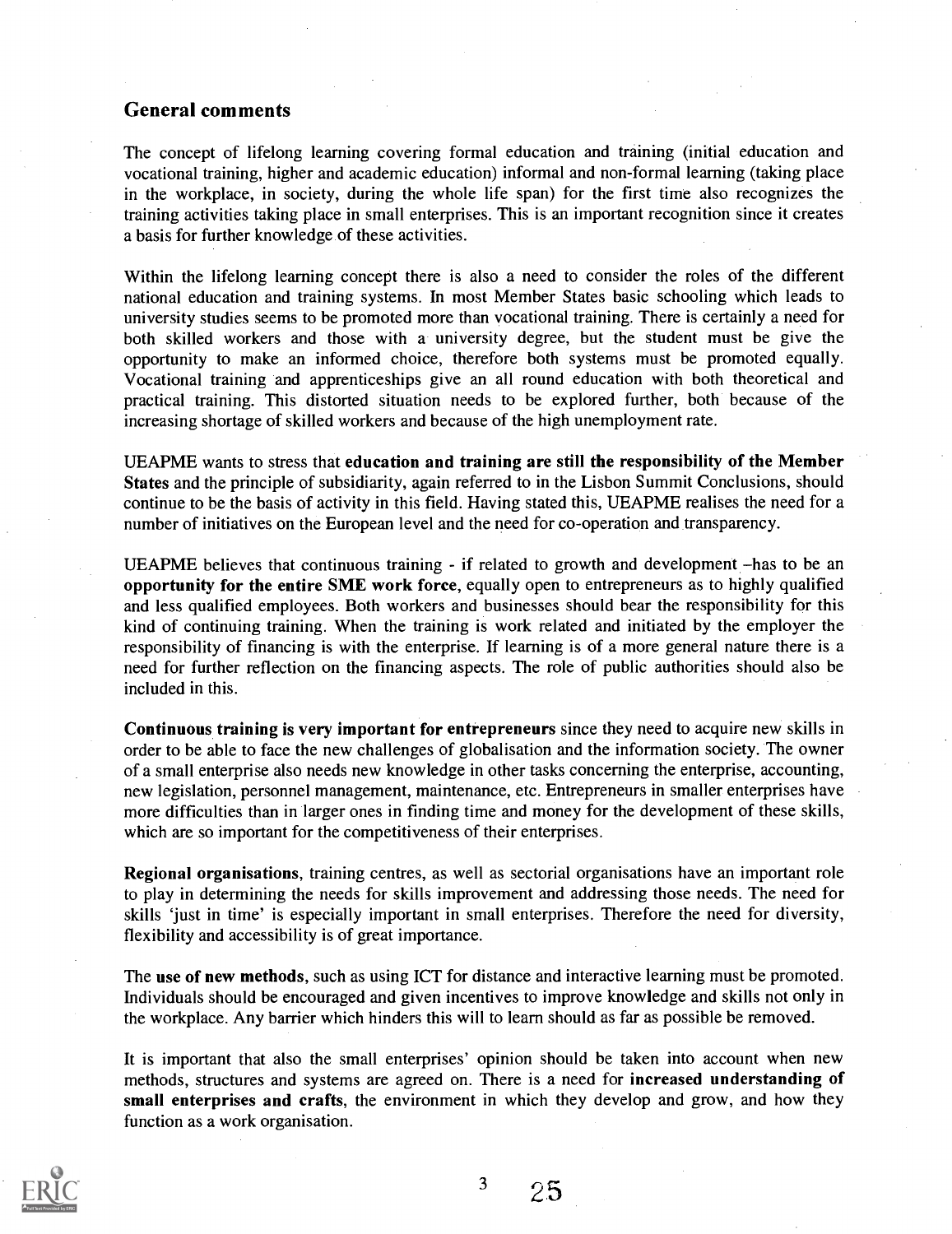## General comments

The concept of lifelong learning covering formal education and training (initial education and vocational training, higher and academic education) informal and non-formal learning (taking place in the workplace, in society, during the whole life span) for the first time also recognizes the training activities taking place in small enterprises. This is an important recognition since it creates a basis for further knowledge of these activities.

Within the lifelong learning concept there is also a need to consider the roles of the different national education and training systems. In most Member States basic schooling which leads to university studies seems to be promoted more than vocational training. There is certainly a need for both skilled workers and those with a university degree, but the student must be give the opportunity to make an informed choice, therefore both systems must be promoted equally. Vocational training and apprenticeships give an all round education with both theoretical and practical training. This distorted situation needs to be explored further, both because of the increasing shortage of skilled workers and because of the high unemployment rate.

UEAPME wants to stress that **education and training are still the responsibility of the Member States** and the principle of subsidiarity, again referred to in the Lisbon Summit Conclusions, should continue to be the basis of activity in this field. Having stated this, UEAPME realises the need for a number of initiatives on the European level and the need for co-operation and transparency.

UEAPME believes that continuous training - if related to growth and development –has to be an **opportunity for the entire SME work force**, equally open to entrepreneurs as to highly qualified and less qualified employees. Both workers and businesses should bear the responsibility for this kind of continuing training. When the training is work related and initiated by the employer the responsibility of financing is with the enterprise. If learning is of a more general nature there is a need for further reflection on the financing aspects. The role of public authorities should also be included in this.

**Continuous training is very important for entrepreneurs** since they need to acquire new skills in order to be able to face the new challenges of globalisation and the information society. The owner of a small enterprise also needs new knowledge in other tasks concerning the enterprise, accounting, new legislation, personnel management, maintenance, etc. Entrepreneurs in smaller enterprises have more difficulties than in larger ones in finding time and money for the development of these skills, which are so important for the competitiveness of their enterprises.

**Regional organisations**, training centres, as well as sectorial organisations have an important role to play in determining the needs for skills improvement and addressing those needs. The need for skills 'just in time' is especially important in small enterprises. Therefore the need for diversity, flexibility and accessibility is of great importance.

The **use of new methods**, such as using ICT for distance and interactive learning must be promoted. Individuals should be encouraged and given incentives to improve knowledge and skills not only in the workplace. Any barrier which hinders this will to learn should as far as possible be removed.

It is important that also the small enterprises' opinion should be taken into account when new methods, structures and systems are agreed on. There is a need for **increased understanding of small enterprises and crafts**, the environment in which they develop and grow, and how they function as a work organisation.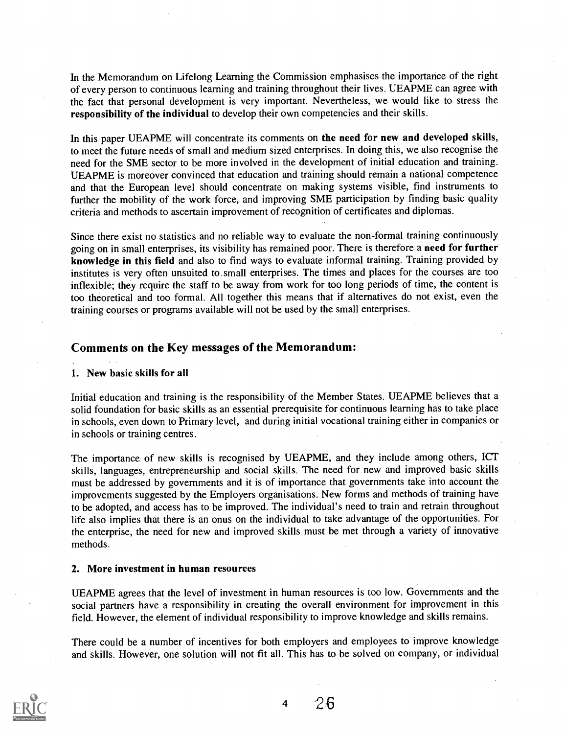In the Memorandum on Lifelong Learning the Commission emphasises the importance of the right of every person to continuous learning and training throughout their lives. UEAPME can agree with the fact that personal development is very important. Nevertheless, we would like to stress the **responsibility of the individual** to develop their own competencies and their skills.

In this paper UEAPME will concentrate its comments on **the need for new and developed skills**, to meet the future needs of small and medium sized enterprises. In doing this, we also recognise the need for the SME sector to be more involved in the development of initial education and training. UEAPME is moreover convinced that education and training should remain a national competence and that the European level should concentrate on making systems visible, find instruments to further the mobility of the work force, and improving SME participation by finding basic quality criteria and methods to ascertain improvement of recognition of certificates and diplomas.

Since there exist no statistics and no reliable way to evaluate the non-formal training continuously going on in small enterprises, its visibility has remained poor. There is therefore a **need for further knowledge in this field** and also to find ways to evaluate informal training. Training provided by institutes is very often unsuited to small enterprises. The times and places for the courses are too inflexible; they require the staff to be away from work for too long periods of time, the content is too theoretical and too formal. All together this means that if alternatives do not exist, even the training courses or programs available will not be used by the small enterprises.

## Comments on the Key messages of the Memorandum:

### 1. New basic skills for all

Initial education and training is the responsibility of the Member States. UEAPME believes that a solid foundation for basic skills as an essential prerequisite for continuous learning has to take place in schools, even down to Primary level, and during initial vocational training either in companies or in schools or training centres.

The importance of new skills is recognised by UEAPME, and they include among others, ICT skills, languages, entrepreneurship and social skills. The need for new and improved basic skills must be addressed by governments and it is of importance that governments take into account the improvements suggested by the Employers organisations. New forms and methods of training have to be adopted, and access has to be improved. The individual's need to train and retrain throughout life also implies that there is an onus on the individual to take advantage of the opportunities. For the enterprise, the need for new and improved skills must be met through a variety of innovative methods.

### 2. More investment in human resources

UEAPME agrees that the level of investment in human resources is too low. Governments and the social partners have a responsibility in creating the overall environment for improvement in this field. However, the element of individual responsibility to improve knowledge and skills remains.

There could be a number of incentives for both employers and employees to improve knowledge and skills. However, one solution will not fit all. This has to be solved on company, or individual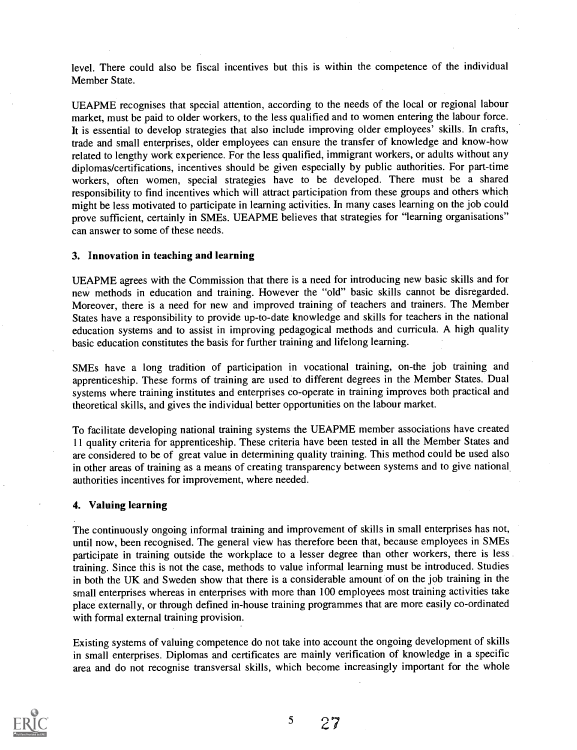level. There could also be fiscal incentives but this is within the competence of the individual Member State.

UEAPME recognises that special attention, according to the needs of the local or regional labour market, must be paid to older workers, to the less qualified and to women entering the labour force. It is essential to develop strategies that also include improving older employees' skills. In crafts, trade and small enterprises, older employees can ensure the transfer of knowledge and know-how related to lengthy work experience. For the less qualified, immigrant workers, or adults without any diplomas/certifications, incentives should be given especially by public authorities. For part-time workers, often women, special strategies have to be developed. There must be a shared responsibility to find incentives which will attract participation from these groups and others which might be less motivated to participate in learning activities. In many cases learning on the job could prove sufficient, certainly in SMEs. UEAPME believes that strategies for "learning organisations" can answer to some of these needs.

### 3. Innovation in teaching and learning

UEAPME agrees with the Commission that there is a need for introducing new basic skills and for new methods in education and training. However the "old" basic skills cannot be disregarded. Moreover, there is a need for new and improved training of teachers and trainers. The Member States have a responsibility to provide up-to-date knowledge and skills for teachers in the national education systems and to assist in improving pedagogical methods and curricula. A high quality basic education constitutes the basis for further training and lifelong learning.

SMEs have a long tradition of participation in vocational training, on-the job training and apprenticeship. These forms of training are used to different degrees in the Member States. Dual systems where training institutes and enterprises co-operate in training improves both practical and theoretical skills, and gives the individual better opportunities on the labour market.

To facilitate developing national training systems the UEAPME member associations have created 11 quality criteria for apprenticeship. These criteria have been tested in all the Member States and are considered to be of great value in determining quality training. This method could be used also in other areas of training as a means of creating transparency between systems and to give national authorities incentives for improvement, where needed.

### 4. Valuing learning

The continuously ongoing informal training and improvement of skills in small enterprises has not, until now, been recognised. The general view has therefore been that, because employees in SMEs participate in training outside the workplace to a lesser degree than other workers, there is less training. Since this is not the case, methods to value informal learning must be introduced. Studies in both the UK and Sweden show that there is a considerable amount of on the job training in the small enterprises whereas in enterprises with more than 100 employees most training activities take place externally, or through defined in-house training programmes that are more easily co-ordinated with formal external training provision.

Existing systems of valuing competence do not take into account the ongoing development of skills in small enterprises. Diplomas and certificates are mainly verification of knowledge in a specific area and do not recognise transversal skills, which become increasingly important for the whole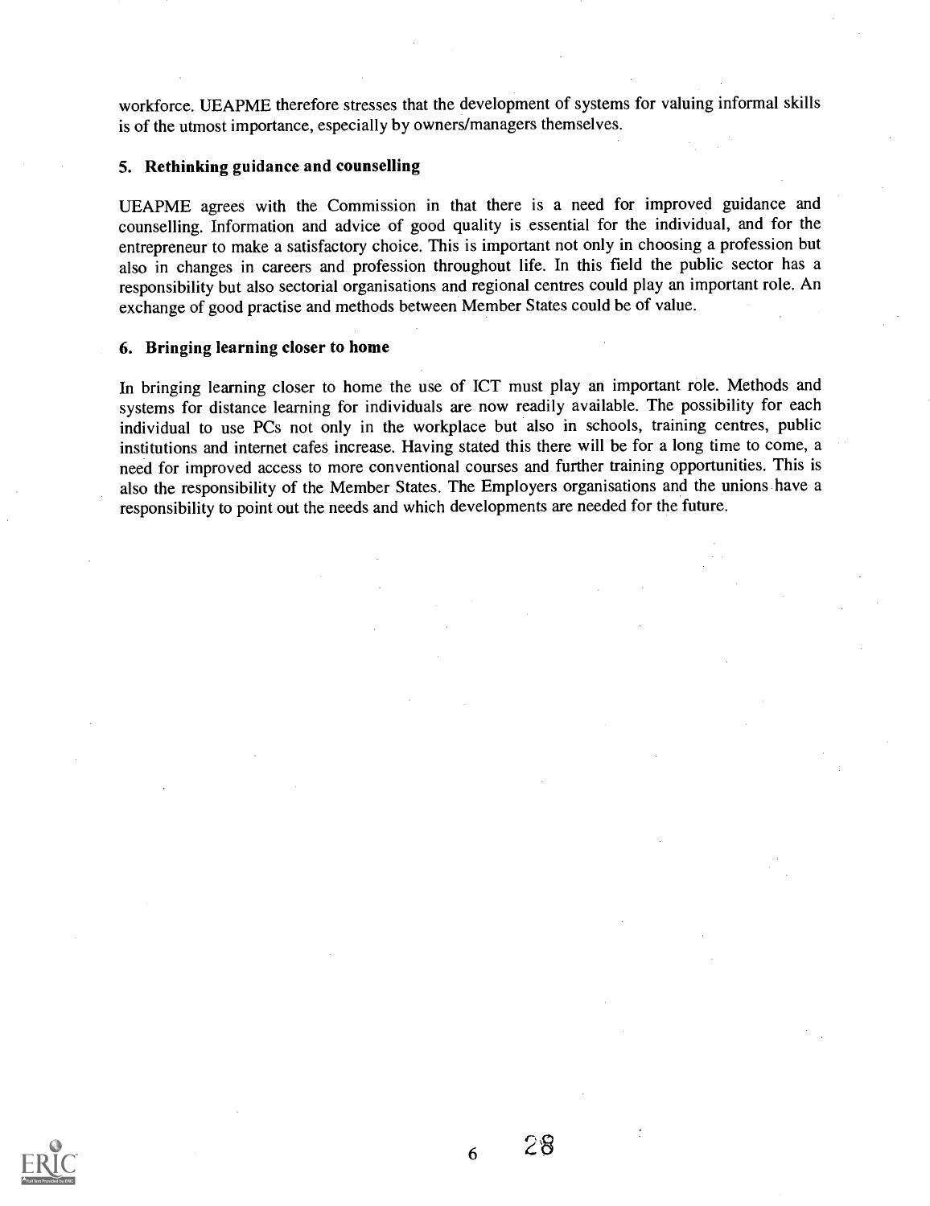workforce. UEAPME therefore stresses that the development of systems for valuing informal skills is of the utmost importance, especially by owners/managers themselves.

### 5. Rethinking guidance and counselling

UEAPME agrees with the Commission in that there is a need for improved guidance and counselling. Information and advice of good quality is essential for the individual, and for the entrepreneur to make a satisfactory choice. This is important not only in choosing a profession but also in changes in careers and profession throughout life. In this field the public sector has a responsibility but also sectorial organisations and regional centres could play an important role. An exchange of good practise and methods between Member States could be of value.

### 6. Bringing learning closer to home

In bringing learning closer to home the use of ICT must play an important role. Methods and systems for distance learning for individuals are now readily available. The possibility for each individual to use PCs not only in the workplace but also in schools, training centres, public institutions and internet cafes increase. Having stated this there will be for a long time to come, a need for improved access to more conventional courses and further training opportunities. This is also the responsibility of the Member States. The Employers organisations and the unions have a responsibility to point out the needs and which developments are needed for the future.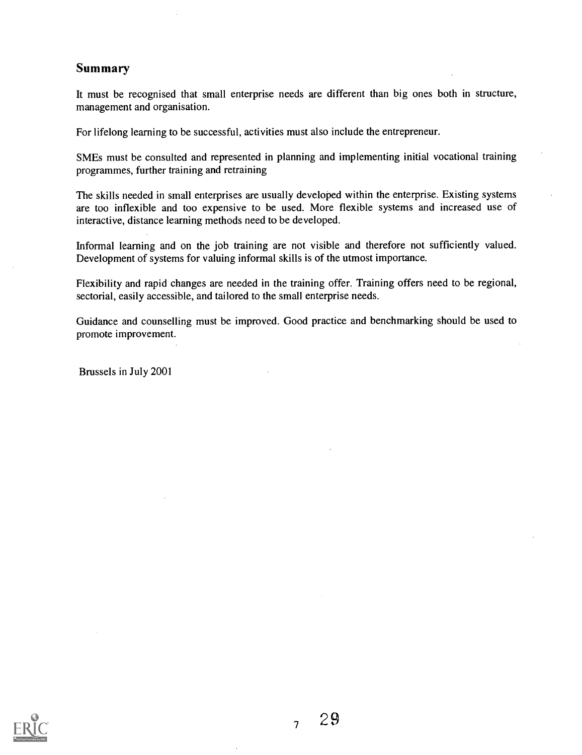## Summary

It must be recognised that small enterprise needs are different than big ones both in structure, management and organisation.

For lifelong learning to be successful, activities must also include the entrepreneur.

SMEs must be consulted and represented in planning and implementing initial vocational training programmes, further training and retraining

The skills needed in small enterprises are usually developed within the enterprise. Existing systems are too inflexible and too expensive to be used. More flexible systems and increased use of interactive, distance learning methods need to be developed.

Informal learning and on the job training are not visible and therefore not sufficiently valued. Development of systems for valuing informal skills is of the utmost importance.

Flexibility and rapid changes are needed in the training offer. Training offers need to be regional, sectorial, easily accessible, and tailored to the small enterprise needs.

Guidance and counselling must be improved. Good practice and benchmarking should be used to promote improvement.

Brussels in July 2001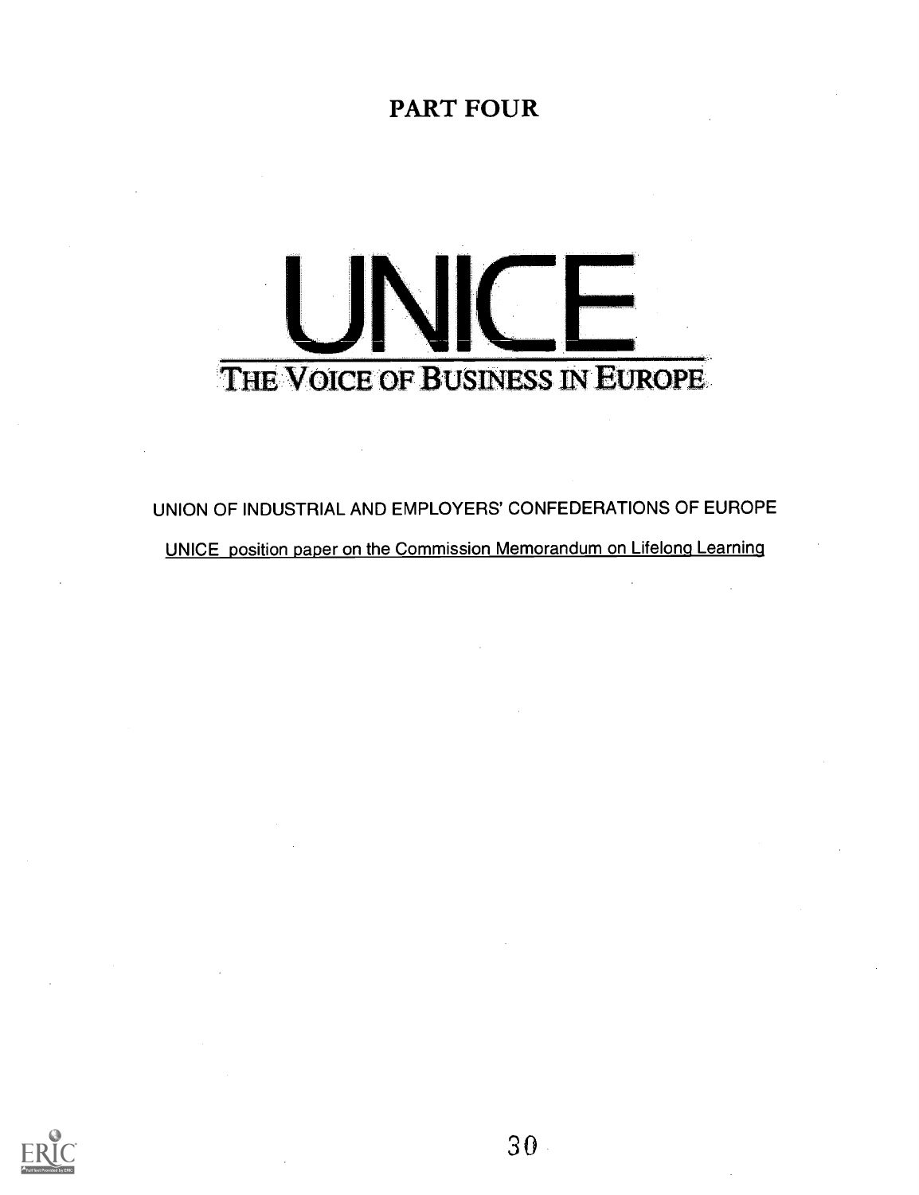# PART FOUR

# UNICE

## THE VOICE OF BUSINESS IN EUROPE

UNION OF INDUSTRIAL AND EMPLOYERS' CONFEDERATIONS OF EUROPE

UNICE position paper on the Commission Memorandum on Lifelong Learning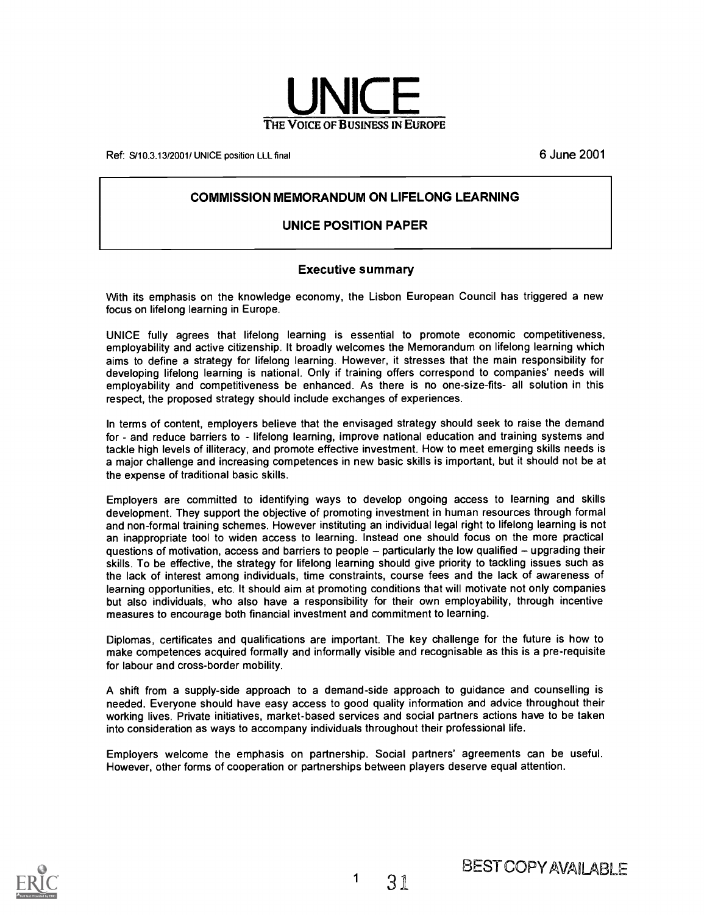# UNICE

THE VOICE OF BUSINESS IN EUROPE

Ref: S/10.3.13/2001/ UNICE position LLL final

6 June 2001

## COMMISSION MEMORANDUM ON LIFELONG LEARNING

## UNICE POSITION PAPER

### Executive summary

With its emphasis on the knowledge economy, the Lisbon European Council has triggered a new focus on lifelong learning in Europe.

UNICE fully agrees that lifelong learning is essential to promote economic competitiveness, employability and active citizenship. It broadly welcomes the Memorandum on lifelong learning which aims to define a strategy for lifelong learning. However, it stresses that the main responsibility for developing lifelong learning is national. Only if training offers correspond to companies' needs will employability and competitiveness be enhanced. As there is no one-size-fits- all solution in this respect, the proposed strategy should include exchanges of experiences.

In terms of content, employers believe that the envisaged strategy should seek to raise the demand for - and reduce barriers to - lifelong learning, improve national education and training systems and tackle high levels of illiteracy, and promote effective investment. How to meet emerging skills needs is a major challenge and increasing competences in new basic skills is important, but it should not be at the expense of traditional basic skills.

Employers are committed to identifying ways to develop ongoing access to learning and skills development. They support the objective of promoting investment in human resources through formal and non-formal training schemes. However instituting an individual legal right to lifelong learning is not an inappropriate tool to widen access to learning. Instead one should focus on the more practical questions of motivation, access and barriers to people – particularly the low qualified – upgrading their skills. To be effective, the strategy for lifelong learning should give priority to tackling issues such as the lack of interest among individuals, time constraints, course fees and the lack of awareness of learning opportunities, etc. It should aim at promoting conditions that will motivate not only companies but also individuals, who also have a responsibility for their own employability, through incentive measures to encourage both financial investment and commitment to learning.

Diplomas, certificates and qualifications are important. The key challenge for the future is how to make competences acquired formally and informally visible and recognisable as this is a pre-requisite for labour and cross-border mobility.

A shift from a supply-side approach to a demand-side approach to guidance and counselling is needed. Everyone should have easy access to good quality information and advice throughout their working lives. Private initiatives, market-based services and social partners actions have to be taken into consideration as ways to accompany individuals throughout their professional life.

Employers welcome the emphasis on partnership. Social partners' agreements can be useful. However, other forms of cooperation or partnerships between players deserve equal attention.

BEST COPY AVAILABLE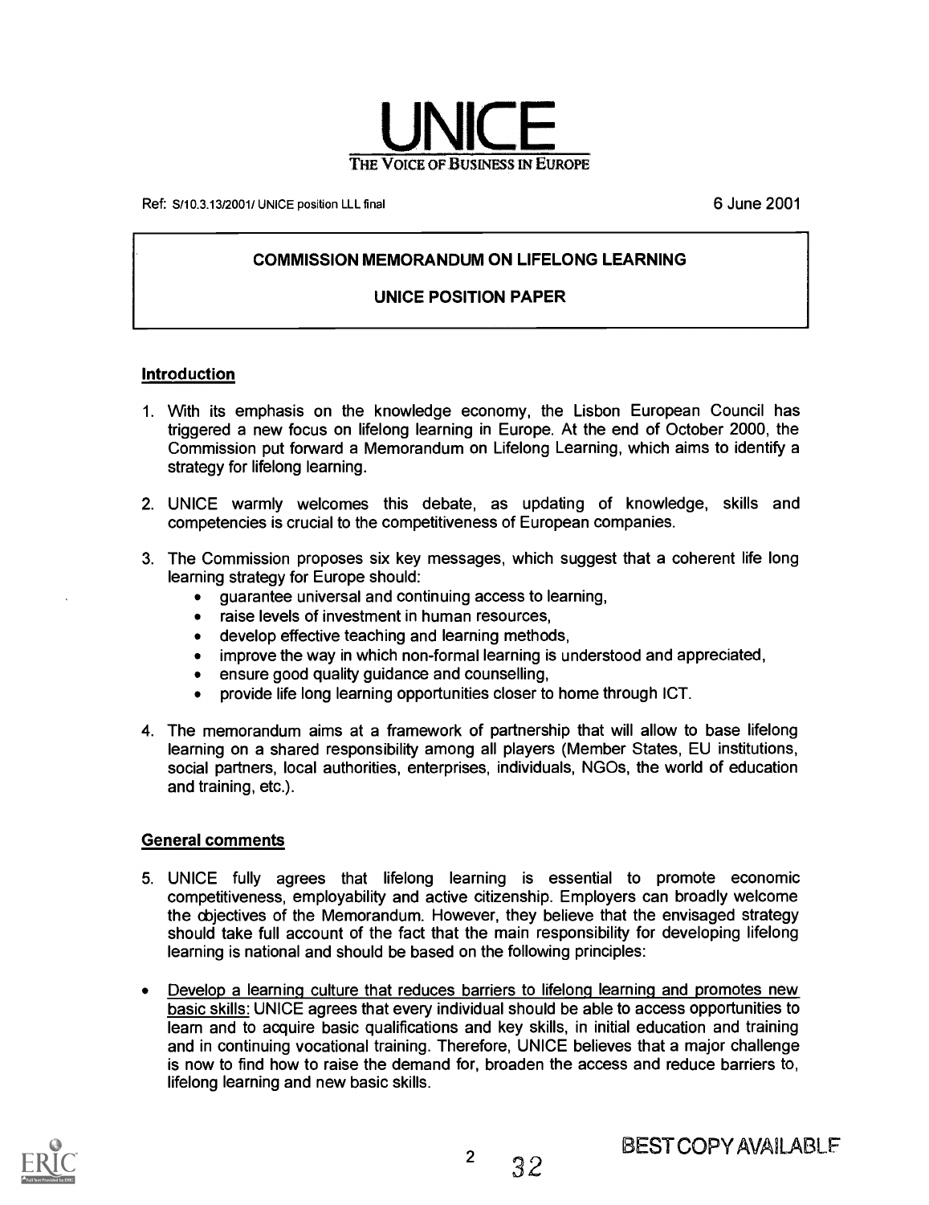# UNICE

THE VOICE OF BUSINESS IN EUROPE

Ref: S/10.3.13/2001/ UNICE position LLL final

6 June 2001

**COMMISSION MEMORANDUM ON LIFELONG LEARNING**

**UNICE POSITION PAPER**

## Introduction

1. With its emphasis on the knowledge economy, the Lisbon European Council has triggered a new focus on lifelong learning in Europe. At the end of October 2000, the Commission put forward a Memorandum on Lifelong Learning, which aims to identify a strategy for lifelong learning.

2. UNICE warmly welcomes this debate, as updating of knowledge, skills and competencies is crucial to the competitiveness of European companies.

3. The Commission proposes six key messages, which suggest that a coherent life long learning strategy for Europe should:
   - guarantee universal and continuing access to learning,
   - raise levels of investment in human resources,
   - develop effective teaching and learning methods,
   - improve the way in which non-formal learning is understood and appreciated,
   - ensure good quality guidance and counselling,
   - provide life long learning opportunities closer to home through ICT.

4. The memorandum aims at a framework of partnership that will allow to base lifelong learning on a shared responsibility among all players (Member States, EU institutions, social partners, local authorities, enterprises, individuals, NGOs, the world of education and training, etc.).

## General comments

5. UNICE fully agrees that lifelong learning is essential to promote economic competitiveness, employability and active citizenship. Employers can broadly welcome the objectives of the Memorandum. However, they believe that the envisaged strategy should take full account of the fact that the main responsibility for developing lifelong learning is national and should be based on the following principles:

- Develop a learning culture that reduces barriers to lifelong learning and promotes new basic skills: UNICE agrees that every individual should be able to access opportunities to learn and to acquire basic qualifications and key skills, in initial education and training and in continuing vocational training. Therefore, UNICE believes that a major challenge is now to find how to raise the demand for, broaden the access and reduce barriers to, lifelong learning and new basic skills.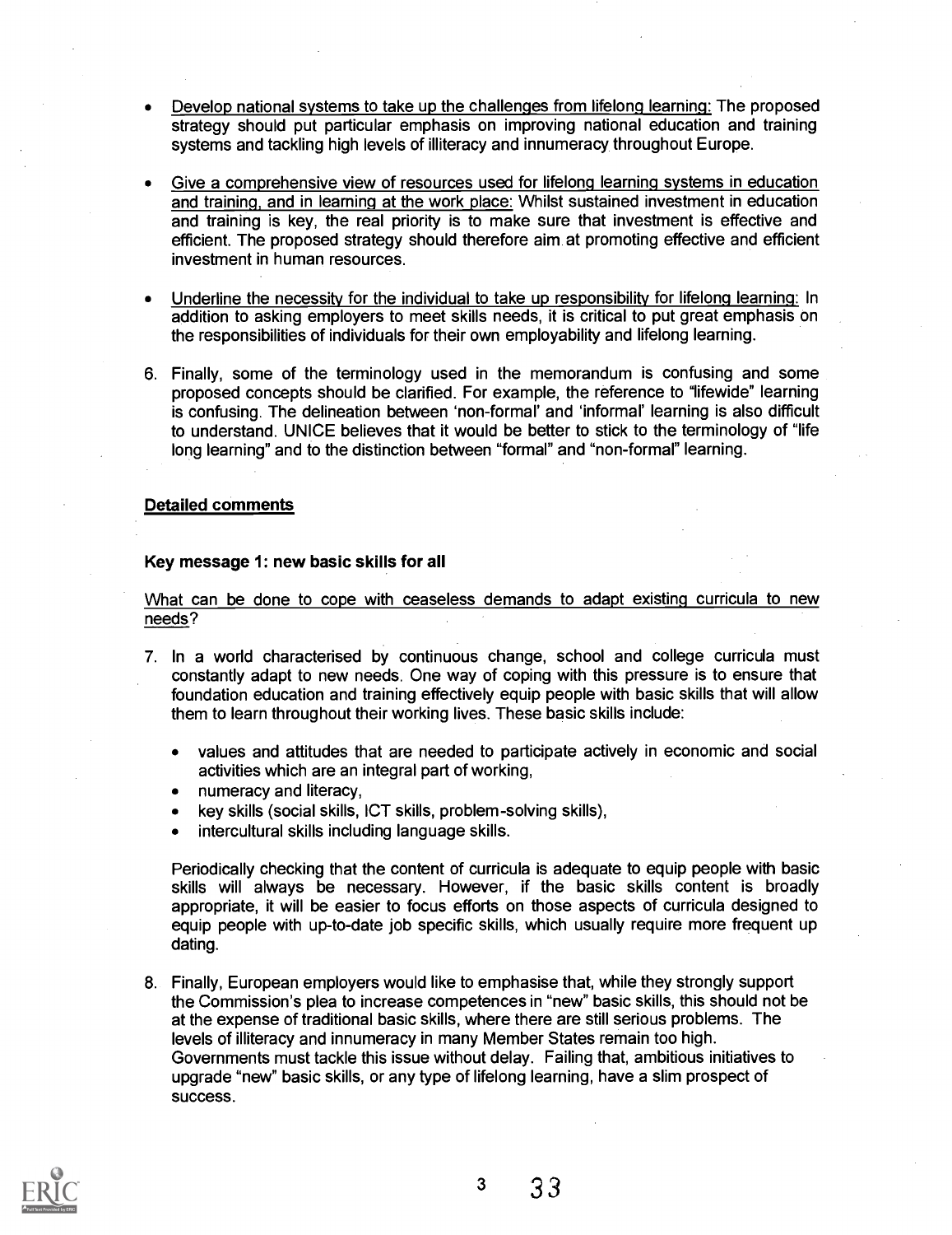- Develop national systems to take up the challenges from lifelong learning: The proposed strategy should put particular emphasis on improving national education and training systems and tackling high levels of illiteracy and innumeracy throughout Europe.

- Give a comprehensive view of resources used for lifelong learning systems in education and training, and in learning at the work place: Whilst sustained investment in education and training is key, the real priority is to make sure that investment is effective and efficient. The proposed strategy should therefore aim at promoting effective and efficient investment in human resources.

- Underline the necessity for the individual to take up responsibility for lifelong learning: In addition to asking employers to meet skills needs, it is critical to put great emphasis on the responsibilities of individuals for their own employability and lifelong learning.

6. Finally, some of the terminology used in the memorandum is confusing and some proposed concepts should be clarified. For example, the reference to "lifewide" learning is confusing. The delineation between 'non-formal' and 'informal' learning is also difficult to understand. UNICE believes that it would be better to stick to the terminology of "life long learning" and to the distinction between "formal" and "non-formal" learning.

## Detailed comments

### Key message 1: new basic skills for all

What can be done to cope with ceaseless demands to adapt existing curricula to new needs?

7. In a world characterised by continuous change, school and college curricula must constantly adapt to new needs. One way of coping with this pressure is to ensure that foundation education and training effectively equip people with basic skills that will allow them to learn throughout their working lives. These basic skills include:

   - values and attitudes that are needed to participate actively in economic and social activities which are an integral part of working,
   - numeracy and literacy,
   - key skills (social skills, ICT skills, problem-solving skills),
   - intercultural skills including language skills.

   Periodically checking that the content of curricula is adequate to equip people with basic skills will always be necessary. However, if the basic skills content is broadly appropriate, it will be easier to focus efforts on those aspects of curricula designed to equip people with up-to-date job specific skills, which usually require more frequent up dating.

8. Finally, European employers would like to emphasise that, while they strongly support the Commission's plea to increase competences in "new" basic skills, this should not be at the expense of traditional basic skills, where there are still serious problems. The levels of illiteracy and innumeracy in many Member States remain too high. Governments must tackle this issue without delay. Failing that, ambitious initiatives to upgrade "new" basic skills, or any type of lifelong learning, have a slim prospect of success.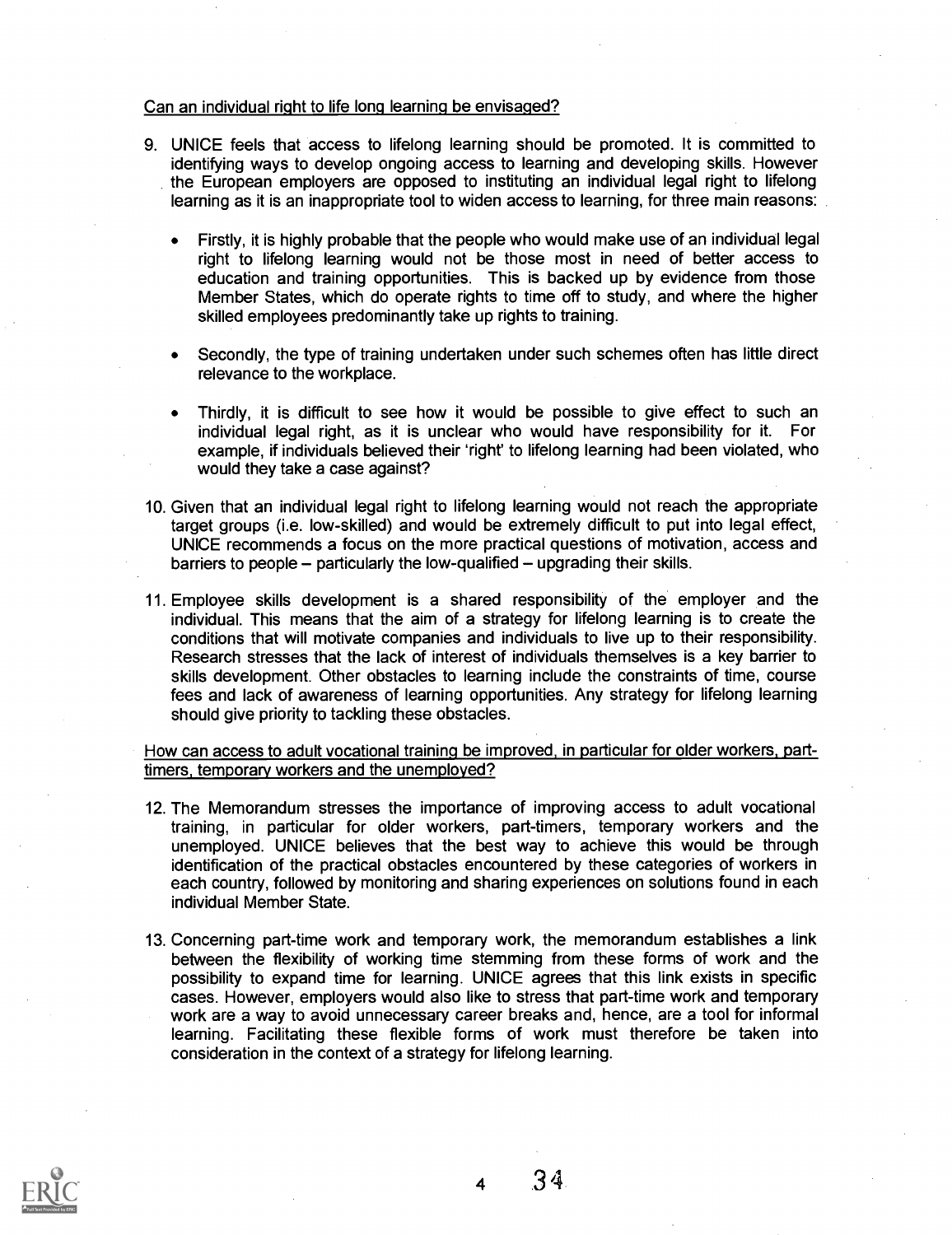Can an individual right to life long learning be envisaged?

9. UNICE feels that access to lifelong learning should be promoted. It is committed to identifying ways to develop ongoing access to learning and developing skills. However the European employers are opposed to instituting an individual legal right to lifelong learning as it is an inappropriate tool to widen access to learning, for three main reasons:

   - Firstly, it is highly probable that the people who would make use of an individual legal right to lifelong learning would not be those most in need of better access to education and training opportunities. This is backed up by evidence from those Member States, which do operate rights to time off to study, and where the higher skilled employees predominantly take up rights to training.

   - Secondly, the type of training undertaken under such schemes often has little direct relevance to the workplace.

   - Thirdly, it is difficult to see how it would be possible to give effect to such an individual legal right, as it is unclear who would have responsibility for it. For example, if individuals believed their 'right' to lifelong learning had been violated, who would they take a case against?

10. Given that an individual legal right to lifelong learning would not reach the appropriate target groups (i.e. low-skilled) and would be extremely difficult to put into legal effect, UNICE recommends a focus on the more practical questions of motivation, access and barriers to people – particularly the low-qualified – upgrading their skills.

11. Employee skills development is a shared responsibility of the employer and the individual. This means that the aim of a strategy for lifelong learning is to create the conditions that will motivate companies and individuals to live up to their responsibility. Research stresses that the lack of interest of individuals themselves is a key barrier to skills development. Other obstacles to learning include the constraints of time, course fees and lack of awareness of learning opportunities. Any strategy for lifelong learning should give priority to tackling these obstacles.

How can access to adult vocational training be improved, in particular for older workers, part-timers, temporary workers and the unemployed?

12. The Memorandum stresses the importance of improving access to adult vocational training, in particular for older workers, part-timers, temporary workers and the unemployed. UNICE believes that the best way to achieve this would be through identification of the practical obstacles encountered by these categories of workers in each country, followed by monitoring and sharing experiences on solutions found in each individual Member State.

13. Concerning part-time work and temporary work, the memorandum establishes a link between the flexibility of working time stemming from these forms of work and the possibility to expand time for learning. UNICE agrees that this link exists in specific cases. However, employers would also like to stress that part-time work and temporary work are a way to avoid unnecessary career breaks and, hence, are a tool for informal learning. Facilitating these flexible forms of work must therefore be taken into consideration in the context of a strategy for lifelong learning.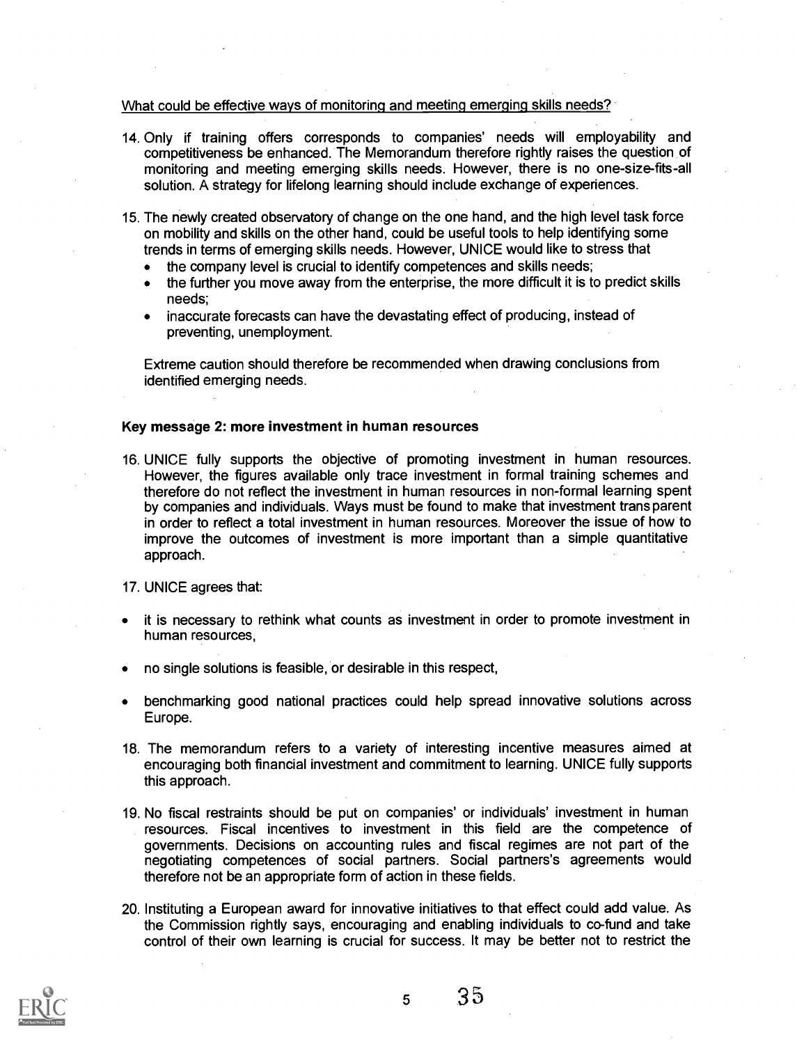What could be effective ways of monitoring and meeting emerging skills needs?

14. Only if training offers corresponds to companies' needs will employability and competitiveness be enhanced. The Memorandum therefore rightly raises the question of monitoring and meeting emerging skills needs. However, there is no one-size-fits-all solution. A strategy for lifelong learning should include exchange of experiences.

15. The newly created observatory of change on the one hand, and the high level task force on mobility and skills on the other hand, could be useful tools to help identifying some trends in terms of emerging skills needs. However, UNICE would like to stress that
    - the company level is crucial to identify competences and skills needs;
    - the further you move away from the enterprise, the more difficult it is to predict skills needs;
    - inaccurate forecasts can have the devastating effect of producing, instead of preventing, unemployment.

    Extreme caution should therefore be recommended when drawing conclusions from identified emerging needs.

**Key message 2: more investment in human resources**

16. UNICE fully supports the objective of promoting investment in human resources. However, the figures available only trace investment in formal training schemes and therefore do not reflect the investment in human resources in non-formal learning spent by companies and individuals. Ways must be found to make that investment transparent in order to reflect a total investment in human resources. Moreover the issue of how to improve the outcomes of investment is more important than a simple quantitative approach.

17. UNICE agrees that:

- it is necessary to rethink what counts as investment in order to promote investment in human resources,
- no single solutions is feasible, or desirable in this respect,
- benchmarking good national practices could help spread innovative solutions across Europe.

18. The memorandum refers to a variety of interesting incentive measures aimed at encouraging both financial investment and commitment to learning. UNICE fully supports this approach.

19. No fiscal restraints should be put on companies' or individuals' investment in human resources. Fiscal incentives to investment in this field are the competence of governments. Decisions on accounting rules and fiscal regimes are not part of the negotiating competences of social partners. Social partners's agreements would therefore not be an appropriate form of action in these fields.

20. Instituting a European award for innovative initiatives to that effect could add value. As the Commission rightly says, encouraging and enabling individuals to co-fund and take control of their own learning is crucial for success. It may be better not to restrict the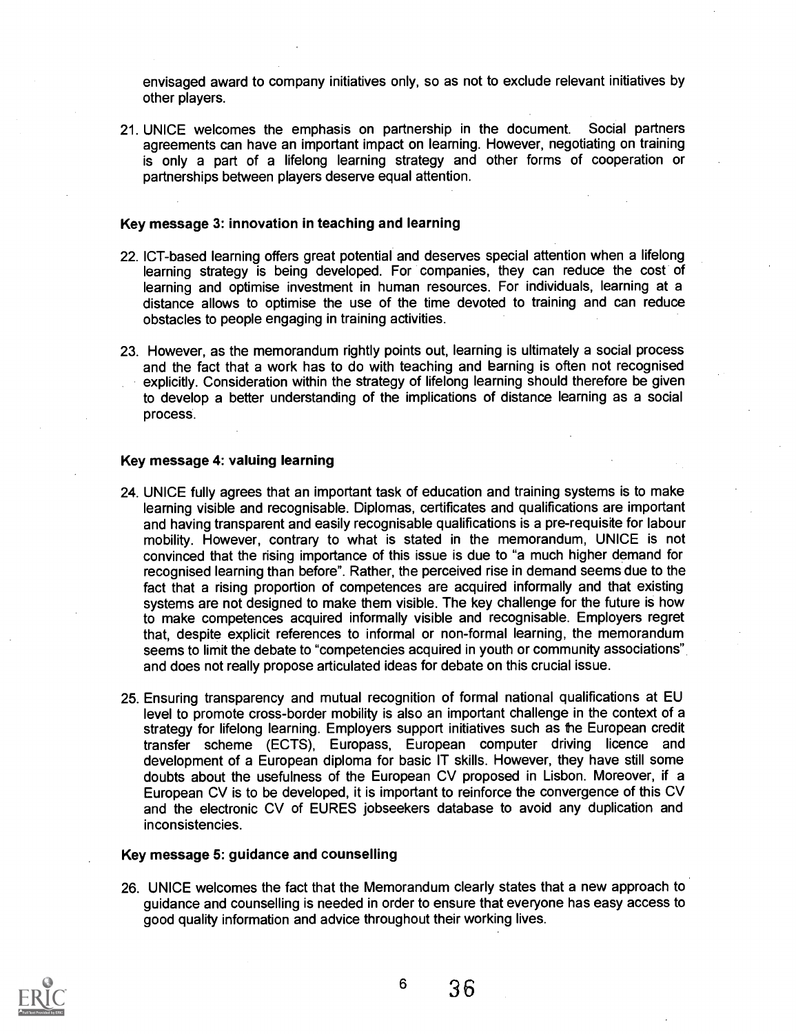envisaged award to company initiatives only, so as not to exclude relevant initiatives by other players.

21. UNICE welcomes the emphasis on partnership in the document. Social partners agreements can have an important impact on learning. However, negotiating on training is only a part of a lifelong learning strategy and other forms of cooperation or partnerships between players deserve equal attention.

**Key message 3: innovation in teaching and learning**

22. ICT-based learning offers great potential and deserves special attention when a lifelong learning strategy is being developed. For companies, they can reduce the cost of learning and optimise investment in human resources. For individuals, learning at a distance allows to optimise the use of the time devoted to training and can reduce obstacles to people engaging in training activities.

23. However, as the memorandum rightly points out, learning is ultimately a social process and the fact that a work has to do with teaching and learning is often not recognised explicitly. Consideration within the strategy of lifelong learning should therefore be given to develop a better understanding of the implications of distance learning as a social process.

**Key message 4: valuing learning**

24. UNICE fully agrees that an important task of education and training systems is to make learning visible and recognisable. Diplomas, certificates and qualifications are important and having transparent and easily recognisable qualifications is a pre-requisite for labour mobility. However, contrary to what is stated in the memorandum, UNICE is not convinced that the rising importance of this issue is due to "a much higher demand for recognised learning than before". Rather, the perceived rise in demand seems due to the fact that a rising proportion of competences are acquired informally and that existing systems are not designed to make them visible. The key challenge for the future is how to make competences acquired informally visible and recognisable. Employers regret that, despite explicit references to informal or non-formal learning, the memorandum seems to limit the debate to "competencies acquired in youth or community associations" and does not really propose articulated ideas for debate on this crucial issue.

25. Ensuring transparency and mutual recognition of formal national qualifications at EU level to promote cross-border mobility is also an important challenge in the context of a strategy for lifelong learning. Employers support initiatives such as the European credit transfer scheme (ECTS), Europass, European computer driving licence and development of a European diploma for basic IT skills. However, they have still some doubts about the usefulness of the European CV proposed in Lisbon. Moreover, if a European CV is to be developed, it is important to reinforce the convergence of this CV and the electronic CV of EURES jobseekers database to avoid any duplication and inconsistencies.

**Key message 5: guidance and counselling**

26. UNICE welcomes the fact that the Memorandum clearly states that a new approach to guidance and counselling is needed in order to ensure that everyone has easy access to good quality information and advice throughout their working lives.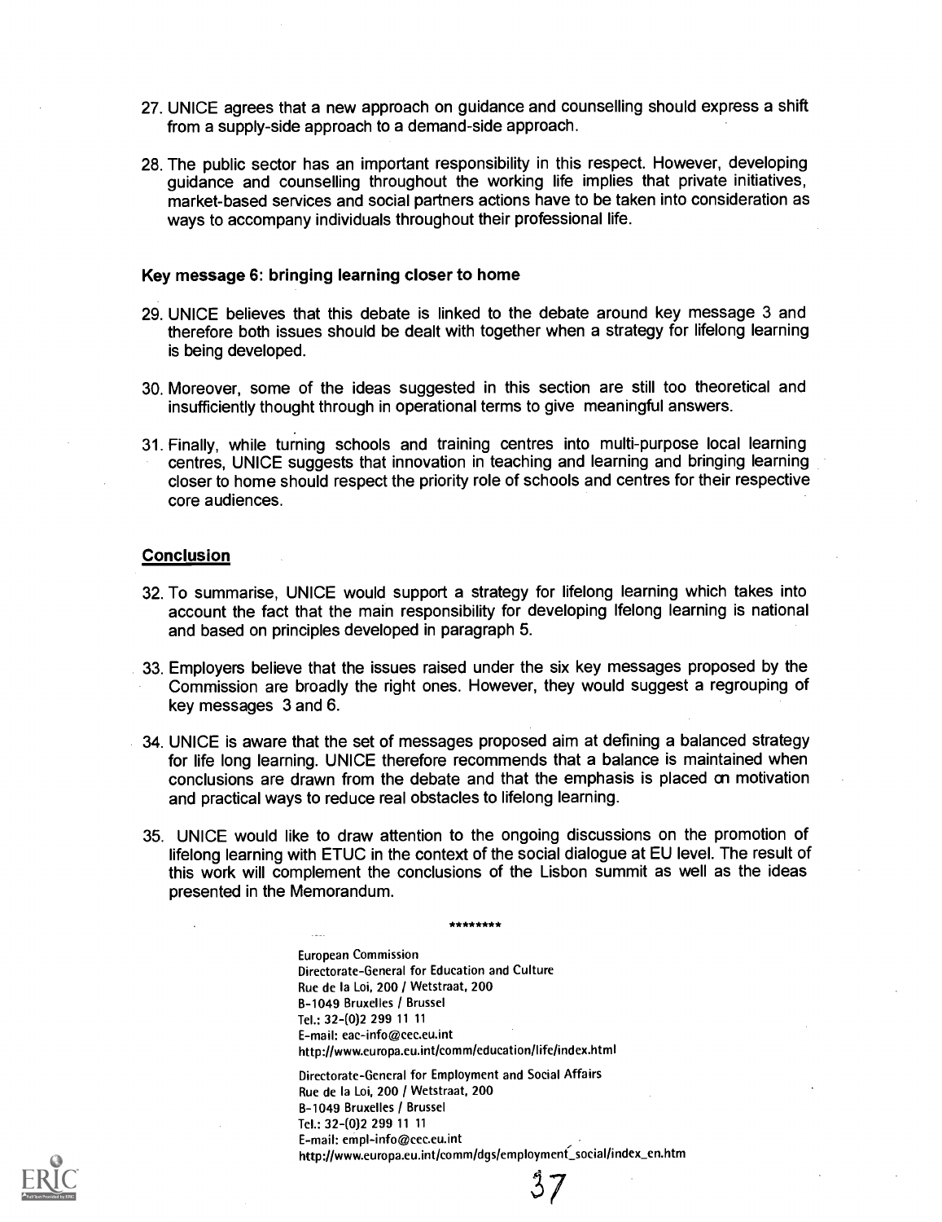27. UNICE agrees that a new approach on guidance and counselling should express a shift from a supply-side approach to a demand-side approach.

28. The public sector has an important responsibility in this respect. However, developing guidance and counselling throughout the working life implies that private initiatives, market-based services and social partners actions have to be taken into consideration as ways to accompany individuals throughout their professional life.

### Key message 6: bringing learning closer to home

29. UNICE believes that this debate is linked to the debate around key message 3 and therefore both issues should be dealt with together when a strategy for lifelong learning is being developed.

30. Moreover, some of the ideas suggested in this section are still too theoretical and insufficiently thought through in operational terms to give meaningful answers.

31. Finally, while turning schools and training centres into multi-purpose local learning centres, UNICE suggests that innovation in teaching and learning and bringing learning closer to home should respect the priority role of schools and centres for their respective core audiences.

## Conclusion

32. To summarise, UNICE would support a strategy for lifelong learning which takes into account the fact that the main responsibility for developing lfelong learning is national and based on principles developed in paragraph 5.

33. Employers believe that the issues raised under the six key messages proposed by the Commission are broadly the right ones. However, they would suggest a regrouping of key messages 3 and 6.

34. UNICE is aware that the set of messages proposed aim at defining a balanced strategy for life long learning. UNICE therefore recommends that a balance is maintained when conclusions are drawn from the debate and that the emphasis is placed on motivation and practical ways to reduce real obstacles to lifelong learning.

35. UNICE would like to draw attention to the ongoing discussions on the promotion of lifelong learning with ETUC in the context of the social dialogue at EU level. The result of this work will complement the conclusions of the Lisbon summit as well as the ideas presented in the Memorandum.

********

European Commission
Directorate-General for Education and Culture
Rue de la Loi, 200 / Wetstraat, 200
B-1049 Bruxelles / Brussel
Tel.: 32-(0)2 299 11 11
E-mail: eac-info@cec.eu.int
http://www.europa.eu.int/comm/education/life/index.html

Directorate-General for Employment and Social Affairs
Rue de la Loi, 200 / Wetstraat, 200
B-1049 Bruxelles / Brussel
Tel.: 32-(0)2 299 11 11
E-mail: empl-info@cec.eu.int
http://www.europa.eu.int/comm/dgs/employment_social/index_en.htm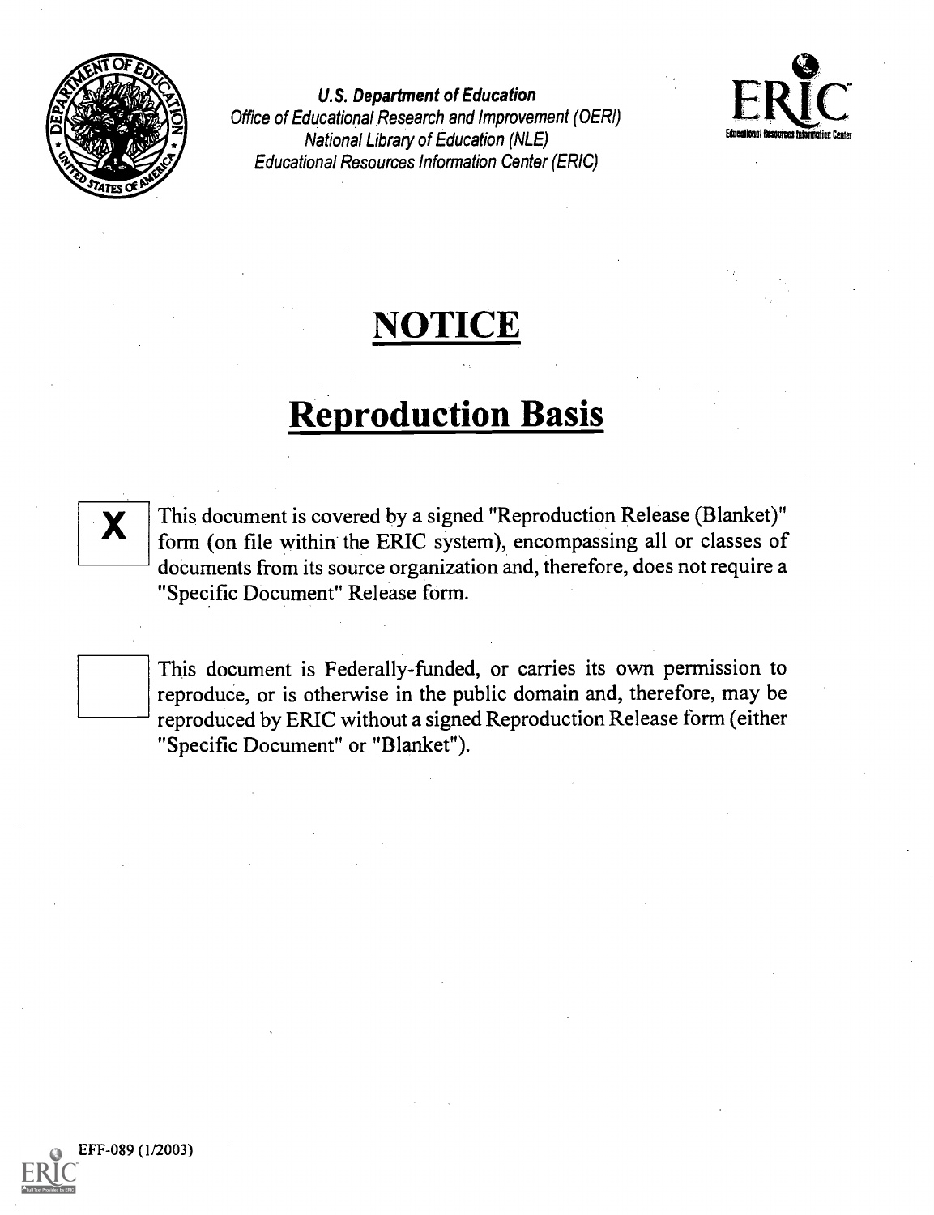*U.S. Department of Education*
*Office of Educational Research and Improvement (OERI)*
*National Library of Education (NLE)*
*Educational Resources Information Center (ERIC)*

# NOTICE

# Reproduction Basis

X — This document is covered by a signed "Reproduction Release (Blanket)" form (on file within the ERIC system), encompassing all or classes of documents from its source organization and, therefore, does not require a "Specific Document" Release form.

☐ — This document is Federally-funded, or carries its own permission to reproduce, or is otherwise in the public domain and, therefore, may be reproduced by ERIC without a signed Reproduction Release form (either "Specific Document" or "Blanket").

EFF-089 (1/2003)